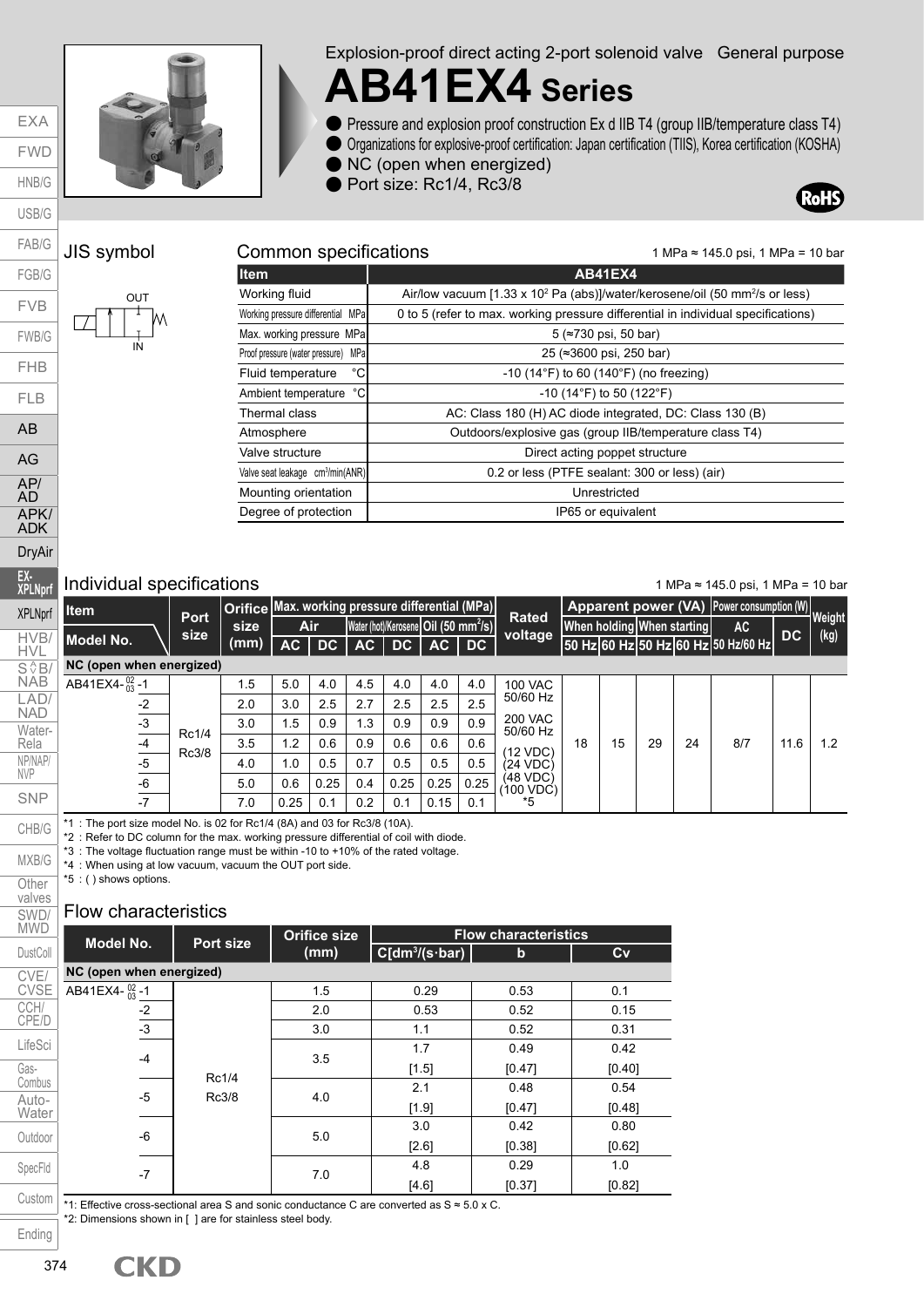Explosion-proof direct acting 2-port solenoid valve General purpose

# AB41EX4 Series

- Pressure and explosion proof construction Ex d IIB T4 (group IIB/temperature class T4)
- Organizations for explosive-proof certification: Japan certification (TIIS), Korea certification (KOSHA)
- NC (open when energized)
- Port size: Rc1/4, Rc3/8

RoHS

## JIS symbol

OUT

IN

## Common specifications

1 MPa ≈ 145.0 psi, 1 MPa = 10 bar

| Item | AB41EX4 |
|---|---|
| Working fluid | Air/low vacuum [1.33 x $10^2$ Pa (abs)]/water/kerosene/oil (50 $mm^2/s$ or less) |
| Working pressure differential MPa | 0 to 5 (refer to max. working pressure differential in individual specifications) |
| Max. working pressure MPa | 5 (≈730 psi, 50 bar) |
| Proof pressure (water pressure) MPa | 25 (≈3600 psi, 250 bar) |
| Fluid temperature °C | -10 (14°F) to 60 (140°F) (no freezing) |
| Ambient temperature °C | -10 (14°F) to 50 (122°F) |
| Thermal class | AC: Class 180 (H) AC diode integrated, DC: Class 130 (B) |
| Atmosphere | Outdoors/explosive gas (group IIB/temperature class T4) |
| Valve structure | Direct acting poppet structure |
| Valve seat leakage $cm^3$/min(ANR) | 0.2 or less (PTFE sealant: 300 or less) (air) |
| Mounting orientation | Unrestricted |
| Degree of protection | IP65 or equivalent |

## Individual specifications

1 MPa ≈ 145.0 psi, 1 MPa = 10 bar

| Item / Model No. | Port size | Orifice size (mm) | Max. working pressure differential (MPa) Air AC | Air DC | Water (hot)/Kerosene AC | Water (hot)/Kerosene DC | Oil (50 $mm^2/s$) AC | Oil (50 $mm^2/s$) DC | Rated voltage | Apparent power (VA) When holding 50 Hz | When holding 60 Hz | When starting 50 Hz | When starting 60 Hz | Power consumption (W) AC 50 Hz/60 Hz | DC | Weight (kg) |
|---|---|---|---|---|---|---|---|---|---|---|---|---|---|---|---|---|
| **NC (open when energized)** | | | | | | | | | | | | | | | | |
| AB41EX4-02/03-1 | Rc1/4 Rc3/8 | 1.5 | 5.0 | 4.0 | 4.5 | 4.0 | 4.0 | 4.0 | 100 VAC 50/60 Hz 200 VAC 50/60 Hz (12 VDC) (24 VDC) (48 VDC) (100 VDC) *5 | 18 | 15 | 29 | 24 | 8/7 | 11.6 | 1.2 |
| -2 | | 2.0 | 3.0 | 2.5 | 2.7 | 2.5 | 2.5 | 2.5 | | | | | | | | |
| -3 | | 3.0 | 1.5 | 0.9 | 1.3 | 0.9 | 0.9 | 0.9 | | | | | | | | |
| -4 | | 3.5 | 1.2 | 0.6 | 0.9 | 0.6 | 0.6 | 0.6 | | | | | | | | |
| -5 | | 4.0 | 1.0 | 0.5 | 0.7 | 0.5 | 0.5 | 0.5 | | | | | | | | |
| -6 | | 5.0 | 0.6 | 0.25 | 0.4 | 0.25 | 0.25 | 0.25 | | | | | | | | |
| -7 | | 7.0 | 0.25 | 0.1 | 0.2 | 0.1 | 0.15 | 0.1 | | | | | | | | |

*1 : The port size model No. is 02 for Rc1/4 (8A) and 03 for Rc3/8 (10A).
*2 : Refer to DC column for the max. working pressure differential of coil with diode.
*3 : The voltage fluctuation range must be within -10 to +10% of the rated voltage.
*4 : When using at low vacuum, vacuum the OUT port side.
*5 : ( ) shows options.

## Flow characteristics

| Model No. | Port size | Orifice size (mm) | C[$dm^3$/(s·bar)] | b | Cv |
|---|---|---|---|---|---|
| **NC (open when energized)** | | | | | |
| AB41EX4-02/03-1 | Rc1/4 Rc3/8 | 1.5 | 0.29 | 0.53 | 0.1 |
| -2 | | 2.0 | 0.53 | 0.52 | 0.15 |
| -3 | | 3.0 | 1.1 | 0.52 | 0.31 |
| -4 | | 3.5 | 1.7 [1.5] | 0.49 [0.47] | 0.42 [0.40] |
| -5 | | 4.0 | 2.1 [1.9] | 0.48 [0.47] | 0.54 [0.48] |
| -6 | | 5.0 | 3.0 [2.6] | 0.42 [0.38] | 0.80 [0.62] |
| -7 | | 7.0 | 4.8 [4.6] | 0.29 [0.37] | 1.0 [0.82] |

*1: Effective cross-sectional area S and sonic conductance C are converted as S ≈ 5.0 x C.
*2: Dimensions shown in [ ] are for stainless steel body.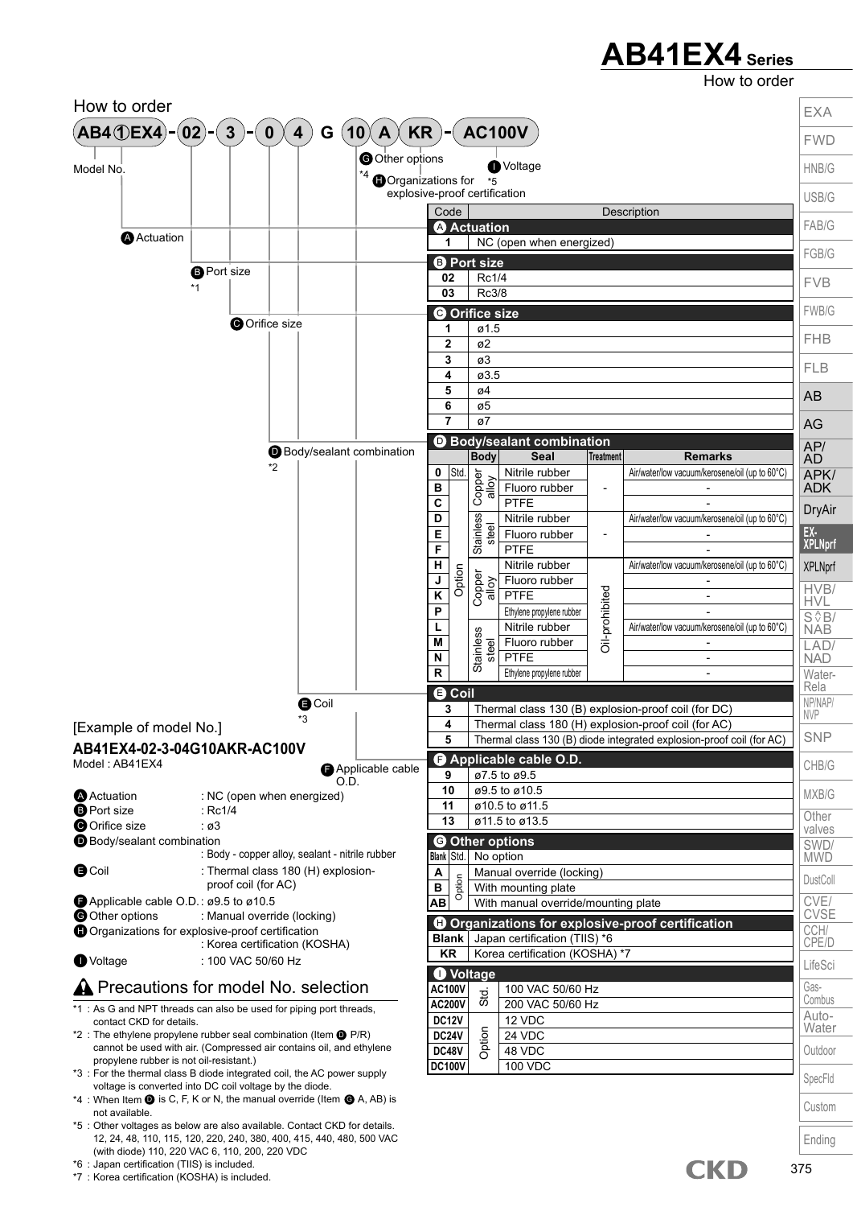# AB41EX4 Series

How to order

## How to order

AB4 ① EX4 - 02 - 3 - 0 4 G 10 A KR - AC100V

- Model No.
- A Actuation
- B Port size *1
- C Orifice size
- D Body/sealant combination *2
- E Coil *3
- F Applicable cable O.D.
- G Other options *4
- H Organizations for explosive-proof certification *5
- I Voltage

| Code | Description | | | |
|---|---|---|---|---|
| **A Actuation** | | | | |
| 1 | NC (open when energized) | | | |
| **B Port size** | | | | |
| 02 | Rc1/4 | | | |
| 03 | Rc3/8 | | | |
| **C Orifice size** | | | | |
| 1 | ø1.5 | | | |
| 2 | ø2 | | | |
| 3 | ø3 | | | |
| 4 | ø3.5 | | | |
| 5 | ø4 | | | |
| 6 | ø5 | | | |
| 7 | ø7 | | | |

| Code | | Body | Seal | Treatment | Remarks |
|---|---|---|---|---|---|
| **D Body/sealant combination** | | | | | |
| 0 | Std. | Copper alloy | Nitrile rubber | - | Air/water/low vacuum/kerosene/oil (up to 60°C) |
| B | Option | Copper alloy | Fluoro rubber | - | - |
| C | Option | Copper alloy | PTFE | - | - |
| D | Option | Stainless steel | Nitrile rubber | - | Air/water/low vacuum/kerosene/oil (up to 60°C) |
| E | Option | Stainless steel | Fluoro rubber | - | - |
| F | Option | Stainless steel | PTFE | - | - |
| H | Option | Copper alloy | Nitrile rubber | Oil-prohibited | Air/water/low vacuum/kerosene/oil (up to 60°C) |
| J | Option | Copper alloy | Fluoro rubber | Oil-prohibited | - |
| K | Option | Copper alloy | PTFE | Oil-prohibited | - |
| P | Option | Copper alloy | Ethylene propylene rubber | Oil-prohibited | - |
| L | Option | Stainless steel | Nitrile rubber | Oil-prohibited | Air/water/low vacuum/kerosene/oil (up to 60°C) |
| M | Option | Stainless steel | Fluoro rubber | Oil-prohibited | - |
| N | Option | Stainless steel | PTFE | Oil-prohibited | - |
| R | Option | Stainless steel | Ethylene propylene rubber | Oil-prohibited | - |

| Code | Description |
|---|---|
| **E Coil** | |
| 3 | Thermal class 130 (B) explosion-proof coil (for DC) |
| 4 | Thermal class 180 (H) explosion-proof coil (for AC) |
| 5 | Thermal class 130 (B) diode integrated explosion-proof coil (for AC) |
| **F Applicable cable O.D.** | |
| 9 | ø7.5 to ø9.5 |
| 10 | ø9.5 to ø10.5 |
| 11 | ø10.5 to ø11.5 |
| 13 | ø11.5 to ø13.5 |
| **G Other options** | |
| Blank (Std.) | No option |
| A (Option) | Manual override (locking) |
| B (Option) | With mounting plate |
| AB (Option) | With manual override/mounting plate |
| **H Organizations for explosive-proof certification** | |
| Blank | Japan certification (TIIS) *6 |
| KR | Korea certification (KOSHA) *7 |
| **I Voltage** | |
| AC100V (Std.) | 100 VAC 50/60 Hz |
| AC200V (Std.) | 200 VAC 50/60 Hz |
| DC12V (Option) | 12 VDC |
| DC24V (Option) | 24 VDC |
| DC48V (Option) | 48 VDC |
| DC100V (Option) | 100 VDC |

[Example of model No.]

**AB41EX4-02-3-04G10AKR-AC100V**

Model : AB41EX4

- A Actuation : NC (open when energized)
- B Port size : Rc1/4
- C Orifice size : ø3
- D Body/sealant combination : Body - copper alloy, sealant - nitrile rubber
- E Coil : Thermal class 180 (H) explosion-proof coil (for AC)
- F Applicable cable O.D. : ø9.5 to ø10.5
- G Other options : Manual override (locking)
- H Organizations for explosive-proof certification : Korea certification (KOSHA)
- I Voltage : 100 VAC 50/60 Hz

## ⚠ Precautions for model No. selection

*1 : As G and NPT threads can also be used for piping port threads, contact CKD for details.

*2 : The ethylene propylene rubber seal combination (Item D P/R) cannot be used with air. (Compressed air contains oil, and ethylene propylene rubber is not oil-resistant.)

*3 : For the thermal class B diode integrated coil, the AC power supply voltage is converted into DC coil voltage by the diode.

*4 : When Item D is C, F, K or N, the manual override (Item G A, AB) is not available.

*5 : Other voltages as below are also available. Contact CKD for details. 12, 24, 48, 110, 115, 120, 220, 240, 380, 400, 415, 440, 480, 500 VAC (with diode) 110, 220 VAC 6, 110, 200, 220 VDC

*6 : Japan certification (TIIS) is included.

*7 : Korea certification (KOSHA) is included.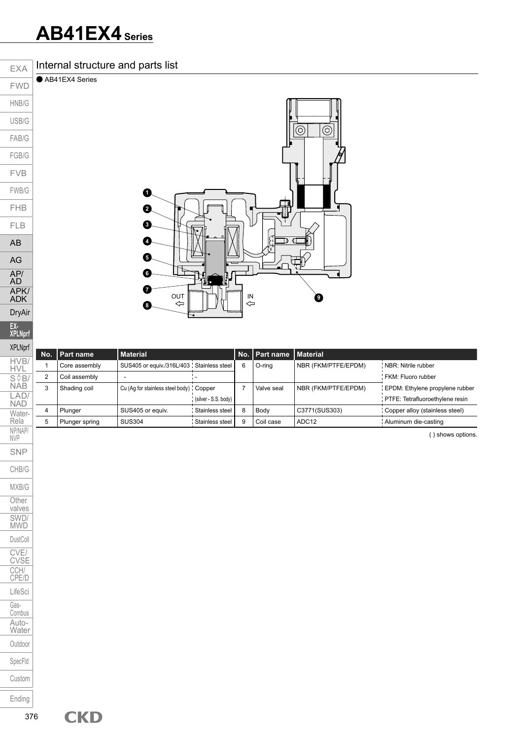# AB41EX4 Series

## Internal structure and parts list

● AB41EX4 Series

OUT IN

| No. | Part name | Material | | No. | Part name | Material | |
|---|---|---|---|---|---|---|---|
| 1 | Core assembly | SUS405 or equiv./316L/403 | Stainless steel | 6 | O-ring | NBR (FKM/PTFE/EPDM) | NBR: Nitrile rubber |
| 2 | Coil assembly | - | - | | | | FKM: Fluoro rubber |
| 3 | Shading coil | Cu (Ag for stainless steel body) | Copper (silver - S.S. body) | 7 | Valve seal | NBR (FKM/PTFE/EPDM) | EPDM: Ethylene propylene rubber |
| | | | | | | | PTFE: Tetrafluoroethylene resin |
| 4 | Plunger | SUS405 or equiv. | Stainless steel | 8 | Body | C3771(SUS303) | Copper alloy (stainless steel) |
| 5 | Plunger spring | SUS304 | Stainless steel | 9 | Coil case | ADC12 | Aluminum die-casting |

( ) shows options.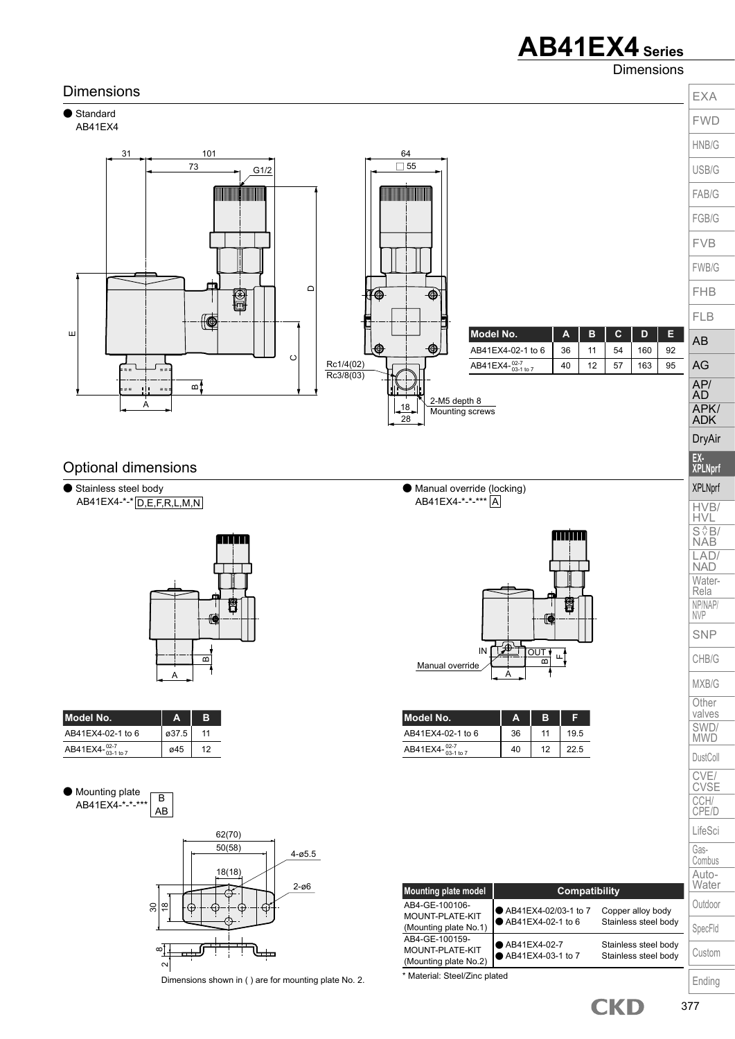# AB41EX4 Series

Dimensions

## Dimensions

● Standard
AB41EX4

31 101 73 G1/2 64 □55 D E C B A Rc1/4(02) Rc3/8(03) 18 28 2-M5 depth 8 Mounting screws

| Model No. | A | B | C | D | E |
|---|---|---|---|---|---|
| AB41EX4-02-1 to 6 | 36 | 11 | 54 | 160 | 92 |
| AB41EX4-02-7 / 03-1 to 7 | 40 | 12 | 57 | 163 | 95 |

## Optional dimensions

● Stainless steel body
AB41EX4-*-* D,E,F,R,L,M,N

| Model No. | A | B |
|---|---|---|
| AB41EX4-02-1 to 6 | ø37.5 | 11 |
| AB41EX4-02-7 / 03-1 to 7 | ø45 | 12 |

● Manual override (locking)
AB41EX4-*-*-*** A

IN OUT Manual override A B F

| Model No. | A | B | F |
|---|---|---|---|
| AB41EX4-02-1 to 6 | 36 | 11 | 19.5 |
| AB41EX4-02-7 / 03-1 to 7 | 40 | 12 | 22.5 |

● Mounting plate
AB41EX4-*-*-*** B / AB

62(70) 50(58) 18(18) 4-ø5.5 2-ø6 30 18 8 2

Dimensions shown in ( ) are for mounting plate No. 2.

| Mounting plate model | Compatibility | |
|---|---|---|
| AB4-GE-100106-MOUNT-PLATE-KIT (Mounting plate No.1) | ● AB41EX4-02/03-1 to 7 | Copper alloy body |
| | ● AB41EX4-02-1 to 6 | Stainless steel body |
| AB4-GE-100159-MOUNT-PLATE-KIT (Mounting plate No.2) | ● AB41EX4-02-7 | Stainless steel body |
| | ● AB41EX4-03-1 to 7 | Stainless steel body |

* Material: Steel/Zinc plated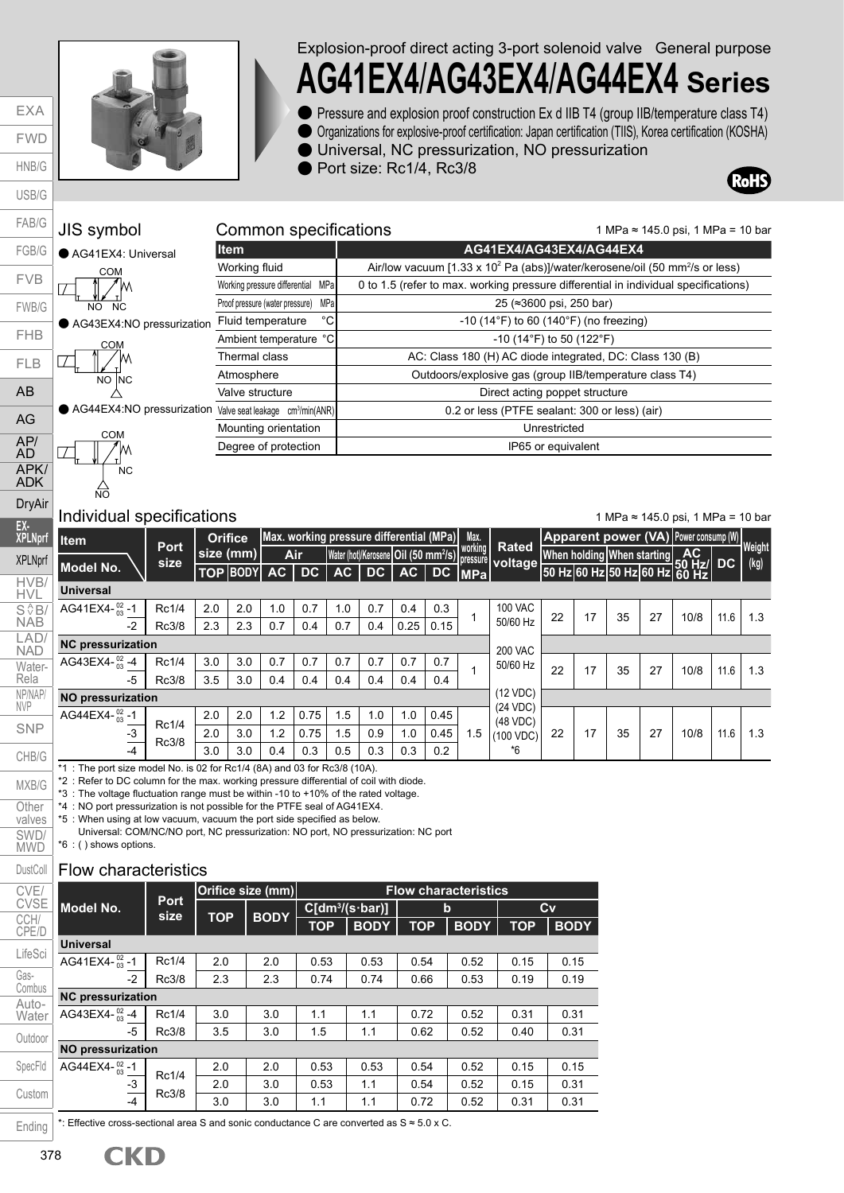Explosion-proof direct acting 3-port solenoid valve General purpose

# AG41EX4/AG43EX4/AG44EX4 Series

- Pressure and explosion proof construction Ex d IIB T4 (group IIB/temperature class T4)
- Organizations for explosive-proof certification: Japan certification (TIIS), Korea certification (KOSHA)
- Universal, NC pressurization, NO pressurization
- Port size: Rc1/4, Rc3/8

RoHS

## JIS symbol

- AG41EX4: Universal
- AG43EX4:NO pressurization
- AG44EX4:NO pressurization

## Common specifications

1 MPa ≈ 145.0 psi, 1 MPa = 10 bar

| Item | AG41EX4/AG43EX4/AG44EX4 |
|---|---|
| Working fluid | Air/low vacuum [1.33 x $10^2$ Pa (abs)]/water/kerosene/oil (50 $mm^2/s$ or less) |
| Working pressure differential MPa | 0 to 1.5 (refer to max. working pressure differential in individual specifications) |
| Proof pressure (water pressure) MPa | 25 (≈3600 psi, 250 bar) |
| Fluid temperature °C | -10 (14°F) to 60 (140°F) (no freezing) |
| Ambient temperature °C | -10 (14°F) to 50 (122°F) |
| Thermal class | AC: Class 180 (H) AC diode integrated, DC: Class 130 (B) |
| Atmosphere | Outdoors/explosive gas (group IIB/temperature class T4) |
| Valve structure | Direct acting poppet structure |
| Valve seat leakage $cm^3$/min(ANR) | 0.2 or less (PTFE sealant: 300 or less) (air) |
| Mounting orientation | Unrestricted |
| Degree of protection | IP65 or equivalent |

## Individual specifications

1 MPa ≈ 145.0 psi, 1 MPa = 10 bar

| Item / Model No. | Port size | Orifice size (mm) | | Max. working pressure differential (MPa) | | | | | | Max. working pressure MPa | Rated voltage | Apparent power (VA) | | | | Power consump (W) | | Weight (kg) |
|---|---|---|---|---|---|---|---|---|---|---|---|---|---|---|---|---|---|---|
| | | | | Air | | Water (hot)/Kerosene | | Oil (50 $mm^2/s$) | | | | When holding | | When starting | | AC | DC | |
| | | TOP | BODY | AC | DC | AC | DC | AC | DC | | | 50 Hz | 60 Hz | 50 Hz | 60 Hz | 50 Hz/60 Hz | | |
| **Universal** | | | | | | | | | | | | | | | | | | |
| AG41EX4-02/03 -1 | Rc1/4 | 2.0 | 2.0 | 1.0 | 0.7 | 1.0 | 0.7 | 0.4 | 0.3 | 1 | 100 VAC 50/60 Hz | 22 | 17 | 35 | 27 | 10/8 | 11.6 | 1.3 |
| -2 | Rc3/8 | 2.3 | 2.3 | 0.7 | 0.4 | 0.7 | 0.4 | 0.25 | 0.15 | | | | | | | | | |
| **NC pressurization** | | | | | | | | | | | 200 VAC 50/60 Hz | | | | | | | |
| AG43EX4-02/03 -4 | Rc1/4 | 3.0 | 3.0 | 0.7 | 0.7 | 0.7 | 0.7 | 0.7 | 0.7 | 1 | | 22 | 17 | 35 | 27 | 10/8 | 11.6 | 1.3 |
| -5 | Rc3/8 | 3.5 | 3.0 | 0.4 | 0.4 | 0.4 | 0.4 | 0.4 | 0.4 | | (12 VDC) | | | | | | | |
| **NO pressurization** | | | | | | | | | | | (24 VDC) | | | | | | | |
| AG44EX4-02/03 -1 | Rc1/4 Rc3/8 | 2.0 | 2.0 | 1.2 | 0.75 | 1.5 | 1.0 | 1.0 | 0.45 | 1.5 | (48 VDC) (100 VDC) *6 | 22 | 17 | 35 | 27 | 10/8 | 11.6 | 1.3 |
| -3 | | 2.0 | 3.0 | 1.2 | 0.75 | 1.5 | 0.9 | 1.0 | 0.45 | | | | | | | | | |
| -4 | | 3.0 | 3.0 | 0.4 | 0.3 | 0.5 | 0.3 | 0.3 | 0.2 | | | | | | | | | |

*1 : The port size model No. is 02 for Rc1/4 (8A) and 03 for Rc3/8 (10A).
*2 : Refer to DC column for the max. working pressure differential of coil with diode.
*3 : The voltage fluctuation range must be within -10 to +10% of the rated voltage.
*4 : NO port pressurization is not possible for the PTFE seal of AG41EX4.
*5 : When using at low vacuum, vacuum the port side specified as below.
Universal: COM/NC/NO port, NC pressurization: NO port, NO pressurization: NC port
*6 : ( ) shows options.

## Flow characteristics

| Model No. | Port size | Orifice size (mm) | | Flow characteristics | | | | | |
|---|---|---|---|---|---|---|---|---|---|
| | | TOP | BODY | C[$dm^3$/(s·bar)] | | b | | Cv | |
| | | | | TOP | BODY | TOP | BODY | TOP | BODY |
| **Universal** | | | | | | | | | |
| AG41EX4-02/03 -1 | Rc1/4 | 2.0 | 2.0 | 0.53 | 0.53 | 0.54 | 0.52 | 0.15 | 0.15 |
| -2 | Rc3/8 | 2.3 | 2.3 | 0.74 | 0.74 | 0.66 | 0.53 | 0.19 | 0.19 |
| **NC pressurization** | | | | | | | | | |
| AG43EX4-02/03 -4 | Rc1/4 | 3.0 | 3.0 | 1.1 | 1.1 | 0.72 | 0.52 | 0.31 | 0.31 |
| -5 | Rc3/8 | 3.5 | 3.0 | 1.5 | 1.1 | 0.62 | 0.52 | 0.40 | 0.31 |
| **NO pressurization** | | | | | | | | | |
| AG44EX4-02/03 -1 | Rc1/4 Rc3/8 | 2.0 | 2.0 | 0.53 | 0.53 | 0.54 | 0.52 | 0.15 | 0.15 |
| -3 | | 2.0 | 3.0 | 0.53 | 1.1 | 0.54 | 0.52 | 0.15 | 0.31 |
| -4 | | 3.0 | 3.0 | 1.1 | 1.1 | 0.72 | 0.52 | 0.31 | 0.31 |

*: Effective cross-sectional area S and sonic conductance C are converted as S ≈ 5.0 x C.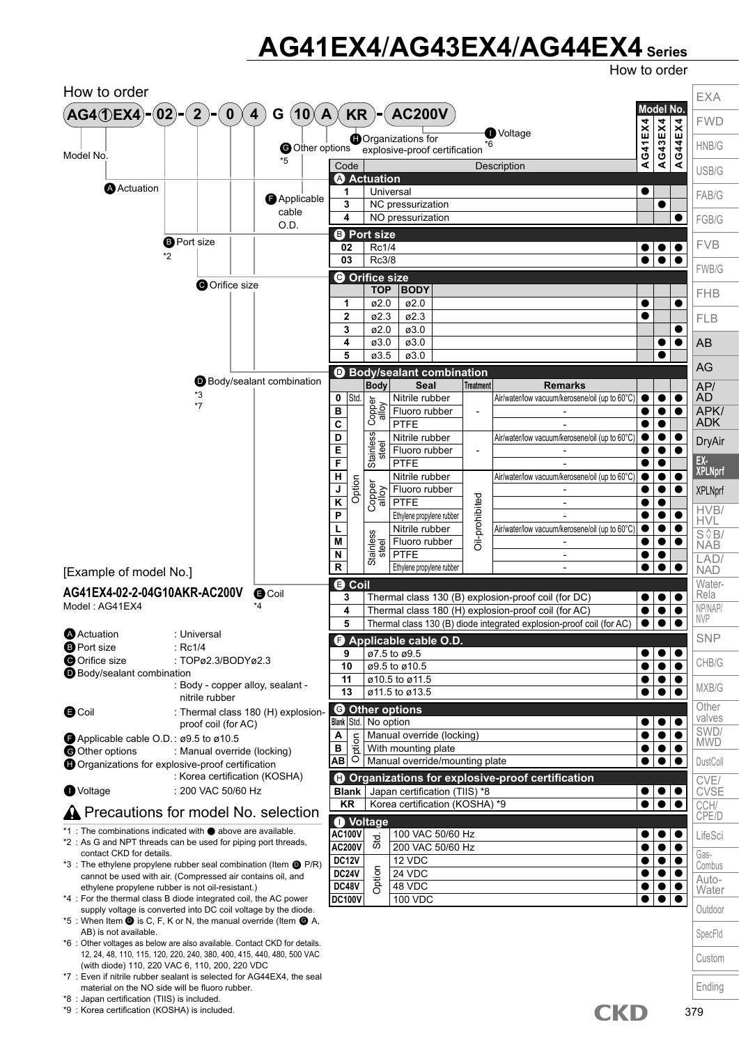# AG41EX4/AG43EX4/AG44EX4 Series

## How to order

**AG4①EX4 - 02 - 2 - 0 4 G 10 A KR - AC200V**

- Model No.
- A Actuation
- B Port size *2
- C Orifice size
- D Body/sealant combination *3 *7
- E Coil *4
- F Applicable cable O.D.
- G Other options *5
- H Organizations for explosive-proof certification
- I Voltage *6

| Code | Description | | | | | AG41EX4 | AG43EX4 | AG44EX4 |
|---|---|---|---|---|---|---|---|---|
| **A Actuation** | | | | | | | | |
| 1 | Universal | | | | | ● | | |
| 3 | NC pressurization | | | | | | ● | |
| 4 | NO pressurization | | | | | | | ● |
| **B Port size** | | | | | | | | |
| 02 | Rc1/4 | | | | | ● | ● | ● |
| 03 | Rc3/8 | | | | | ● | ● | ● |
| **C Orifice size** | | | | | | | | |
| | TOP | BODY | | | | | | |
| 1 | ø2.0 | ø2.0 | | | | ● | | ● |
| 2 | ø2.3 | ø2.3 | | | | ● | | |
| 3 | ø2.0 | ø3.0 | | | | | | ● |
| 4 | ø3.0 | ø3.0 | | | | | ● | ● |
| 5 | ø3.5 | ø3.0 | | | | | ● | |
| **D Body/sealant combination** | | | | | | | | |
| | | Body | Seal | Treatment | Remarks | | | |
| 0 | Std. | Copper alloy | Nitrile rubber | - | Air/water/low vacuum/kerosene/oil (up to 60°C) | ● | ● | ● |
| B | Std. | Copper alloy | Fluoro rubber | - | - | ● | ● | ● |
| C | Std. | Copper alloy | PTFE | - | - | ● | ● | |
| D | Std. | Stainless steel | Nitrile rubber | - | Air/water/low vacuum/kerosene/oil (up to 60°C) | ● | ● | ● |
| E | Std. | Stainless steel | Fluoro rubber | - | - | ● | ● | ● |
| F | Std. | Stainless steel | PTFE | - | - | ● | ● | |
| H | Option | Copper alloy | Nitrile rubber | Oil-prohibited | Air/water/low vacuum/kerosene/oil (up to 60°C) | ● | ● | ● |
| J | Option | Copper alloy | Fluoro rubber | Oil-prohibited | - | ● | ● | ● |
| K | Option | Copper alloy | PTFE | Oil-prohibited | - | ● | ● | |
| P | Option | Copper alloy | Ethylene propylene rubber | Oil-prohibited | - | ● | ● | ● |
| L | Option | Stainless steel | Nitrile rubber | Oil-prohibited | Air/water/low vacuum/kerosene/oil (up to 60°C) | ● | ● | ● |
| M | Option | Stainless steel | Fluoro rubber | Oil-prohibited | - | ● | ● | ● |
| N | Option | Stainless steel | PTFE | Oil-prohibited | - | ● | ● | |
| R | Option | Stainless steel | Ethylene propylene rubber | Oil-prohibited | - | ● | ● | ● |
| **E Coil** | | | | | | | | |
| 3 | Thermal class 130 (B) explosion-proof coil (for DC) | | | | | ● | ● | ● |
| 4 | Thermal class 180 (H) explosion-proof coil (for AC) | | | | | ● | ● | ● |
| 5 | Thermal class 130 (B) diode integrated explosion-proof coil (for AC) | | | | | ● | ● | ● |
| **F Applicable cable O.D.** | | | | | | | | |
| 9 | ø7.5 to ø9.5 | | | | | ● | ● | ● |
| 10 | ø9.5 to ø10.5 | | | | | ● | ● | ● |
| 11 | ø10.5 to ø11.5 | | | | | ● | ● | ● |
| 13 | ø11.5 to ø13.5 | | | | | ● | ● | ● |
| **G Other options** | | | | | | | | |
| Blank | Std. | No option | | | | ● | ● | ● |
| A | Option | Manual override (locking) | | | | ● | ● | ● |
| B | Option | With mounting plate | | | | ● | ● | ● |
| AB | Option | Manual override/mounting plate | | | | ● | ● | ● |
| **H Organizations for explosive-proof certification** | | | | | | | | |
| Blank | Japan certification (TIIS) *8 | | | | | ● | ● | ● |
| KR | Korea certification (KOSHA) *9 | | | | | ● | ● | ● |
| **I Voltage** | | | | | | | | |
| AC100V | Std. | 100 VAC 50/60 Hz | | | | ● | ● | ● |
| AC200V | Std. | 200 VAC 50/60 Hz | | | | ● | ● | ● |
| DC12V | Option | 12 VDC | | | | ● | ● | ● |
| DC24V | Option | 24 VDC | | | | ● | ● | ● |
| DC48V | Option | 48 VDC | | | | ● | ● | ● |
| DC100V | Option | 100 VDC | | | | ● | ● | ● |

### [Example of model No.]

**AG41EX4-02-2-04G10AKR-AC200V**

Model : AG41EX4

- A Actuation : Universal
- B Port size : Rc1/4
- C Orifice size : TOPø2.3/BODYø2.3
- D Body/sealant combination : Body - copper alloy, sealant - nitrile rubber
- E Coil : Thermal class 180 (H) explosion-proof coil (for AC)
- F Applicable cable O.D. : ø9.5 to ø10.5
- G Other options : Manual override (locking)
- H Organizations for explosive-proof certification : Korea certification (KOSHA)
- I Voltage : 200 VAC 50/60 Hz

## ⚠ Precautions for model No. selection

*1 : The combinations indicated with ● above are available.
*2 : As G and NPT threads can be used for piping port threads, contact CKD for details.
*3 : The ethylene propylene rubber seal combination (Item D P/R) cannot be used with air. (Compressed air contains oil, and ethylene propylene rubber is not oil-resistant.)
*4 : For the thermal class B diode integrated coil, the AC power supply voltage is converted into DC coil voltage by the diode.
*5 : When Item D is C, F, K or N, the manual override (Item G A, AB) is not available.
*6 : Other voltages as below are also available. Contact CKD for details. 12, 24, 48, 110, 115, 120, 220, 240, 380, 400, 415, 440, 480, 500 VAC (with diode) 110, 220 VAC 6, 110, 200, 220 VDC
*7 : Even if nitrile rubber sealant is selected for AG44EX4, the seal material on the NO side will be fluoro rubber.
*8 : Japan certification (TIIS) is included.
*9 : Korea certification (KOSHA) is included.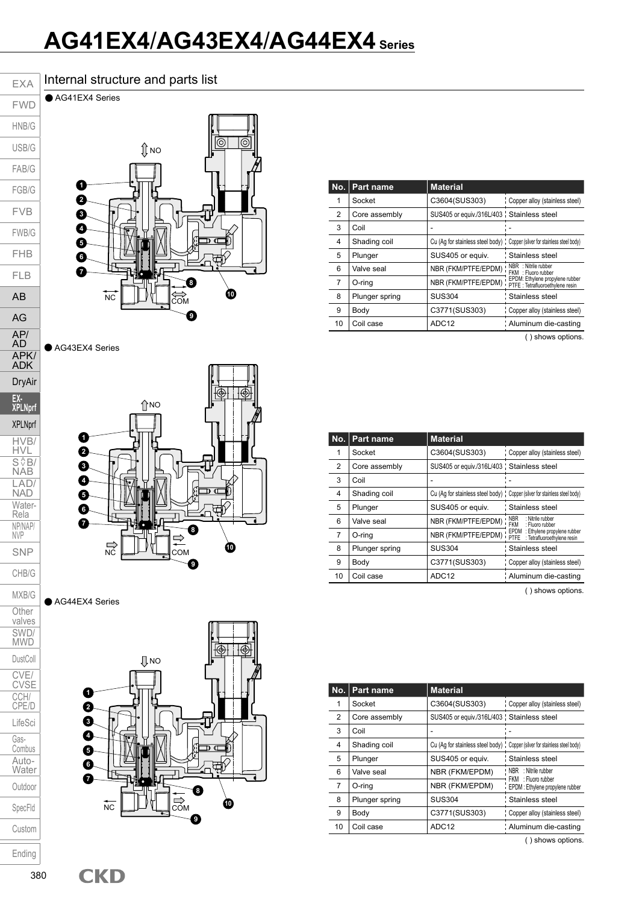# AG41EX4/AG43EX4/AG44EX4 Series

## Internal structure and parts list

● AG41EX4 Series

| No. | Part name | Material | |
|---|---|---|---|
| 1 | Socket | C3604(SUS303) | Copper alloy (stainless steel) |
| 2 | Core assembly | SUS405 or equiv./316L/403 | Stainless steel |
| 3 | Coil | - | - |
| 4 | Shading coil | Cu (Ag for stainless steel body) | Copper (silver for stainless steel body) |
| 5 | Plunger | SUS405 or equiv. | Stainless steel |
| 6 | Valve seal | NBR (FKM/PTFE/EPDM) | NBR : Nitrile rubber<br>FKM : Fluoro rubber<br>EPDM: Ethylene propylene rubber<br>PTFE : Tetrafluoroethylene resin |
| 7 | O-ring | NBR (FKM/PTFE/EPDM) | |
| 8 | Plunger spring | SUS304 | Stainless steel |
| 9 | Body | C3771(SUS303) | Copper alloy (stainless steel) |
| 10 | Coil case | ADC12 | Aluminum die-casting |

( ) shows options.

● AG43EX4 Series

| No. | Part name | Material | |
|---|---|---|---|
| 1 | Socket | C3604(SUS303) | Copper alloy (stainless steel) |
| 2 | Core assembly | SUS405 or equiv./316L/403 | Stainless steel |
| 3 | Coil | - | - |
| 4 | Shading coil | Cu (Ag for stainless steel body) | Copper (silver for stainless steel body) |
| 5 | Plunger | SUS405 or equiv. | Stainless steel |
| 6 | Valve seal | NBR (FKM/PTFE/EPDM) | NBR : Nitrile rubber<br>FKM : Fluoro rubber<br>EPDM : Ethylene propylene rubber<br>PTFE : Tetrafluoroethylene resin |
| 7 | O-ring | NBR (FKM/PTFE/EPDM) | |
| 8 | Plunger spring | SUS304 | Stainless steel |
| 9 | Body | C3771(SUS303) | Copper alloy (stainless steel) |
| 10 | Coil case | ADC12 | Aluminum die-casting |

( ) shows options.

● AG44EX4 Series

| No. | Part name | Material | |
|---|---|---|---|
| 1 | Socket | C3604(SUS303) | Copper alloy (stainless steel) |
| 2 | Core assembly | SUS405 or equiv./316L/403 | Stainless steel |
| 3 | Coil | - | - |
| 4 | Shading coil | Cu (Ag for stainless steel body) | Copper (silver for stainless steel body) |
| 5 | Plunger | SUS405 or equiv. | Stainless steel |
| 6 | Valve seal | NBR (FKM/EPDM) | NBR : Nitrile rubber<br>FKM : Fluoro rubber<br>EPDM : Ethylene propylene rubber |
| 7 | O-ring | NBR (FKM/EPDM) | |
| 8 | Plunger spring | SUS304 | Stainless steel |
| 9 | Body | C3771(SUS303) | Copper alloy (stainless steel) |
| 10 | Coil case | ADC12 | Aluminum die-casting |

( ) shows options.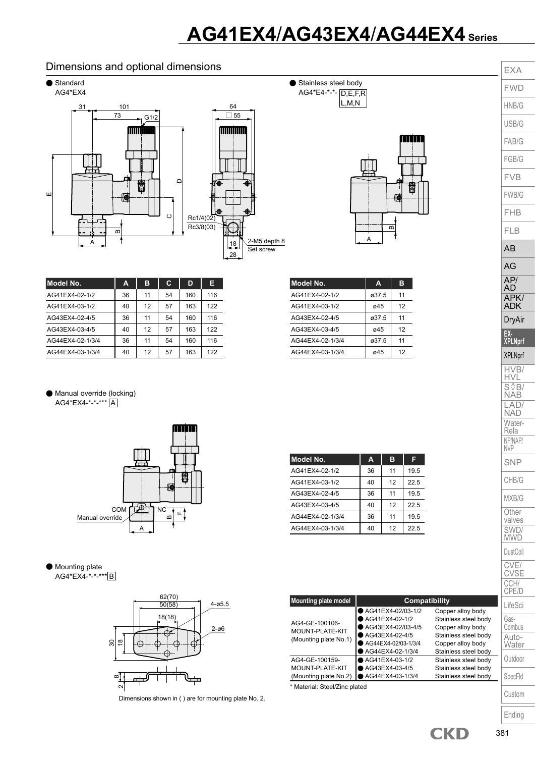# AG41EX4/AG43EX4/AG44EX4 Series

## Dimensions and optional dimensions

● Standard
AG4*EX4

| Model No. | A | B | C | D | E |
|---|---|---|---|---|---|
| AG41EX4-02-1/2 | 36 | 11 | 54 | 160 | 116 |
| AG41EX4-03-1/2 | 40 | 12 | 57 | 163 | 122 |
| AG43EX4-02-4/5 | 36 | 11 | 54 | 160 | 116 |
| AG43EX4-03-4/5 | 40 | 12 | 57 | 163 | 122 |
| AG44EX4-02-1/3/4 | 36 | 11 | 54 | 160 | 116 |
| AG44EX4-03-1/3/4 | 40 | 12 | 57 | 163 | 122 |

● Stainless steel body
AG4*E4-*-*- D,E,F,R L,M,N

| Model No. | A | B |
|---|---|---|
| AG41EX4-02-1/2 | ø37.5 | 11 |
| AG41EX4-03-1/2 | ø45 | 12 |
| AG43EX4-02-4/5 | ø37.5 | 11 |
| AG43EX4-03-4/5 | ø45 | 12 |
| AG44EX4-02-1/3/4 | ø37.5 | 11 |
| AG44EX4-03-1/3/4 | ø45 | 12 |

● Manual override (locking)
AG4*EX4-*-*-*** A

| Model No. | A | B | F |
|---|---|---|---|
| AG41EX4-02-1/2 | 36 | 11 | 19.5 |
| AG41EX4-03-1/2 | 40 | 12 | 22.5 |
| AG43EX4-02-4/5 | 36 | 11 | 19.5 |
| AG43EX4-03-4/5 | 40 | 12 | 22.5 |
| AG44EX4-02-1/3/4 | 36 | 11 | 19.5 |
| AG44EX4-03-1/3/4 | 40 | 12 | 22.5 |

● Mounting plate
AG4*EX4-*-*-*** B

Dimensions shown in ( ) are for mounting plate No. 2.

| Mounting plate model | Compatibility | |
|---|---|---|
| AG4-GE-100106-MOUNT-PLATE-KIT (Mounting plate No.1) | ● AG41EX4-02/03-1/2 | Copper alloy body |
| | ● AG41EX4-02-1/2 | Stainless steel body |
| | ● AG43EX4-02/03-4/5 | Copper alloy body |
| | ● AG43EX4-02-4/5 | Stainless steel body |
| | ● AG44EX4-02/03-1/3/4 | Copper alloy body |
| | ● AG44EX4-02-1/3/4 | Stainless steel body |
| AG4-GE-100159-MOUNT-PLATE-KIT (Mounting plate No.2) | ● AG41EX4-03-1/2 | Stainless steel body |
| | ● AG43EX4-03-4/5 | Stainless steel body |
| | ● AG44EX4-03-1/3/4 | Stainless steel body |

* Material: Steel/Zinc plated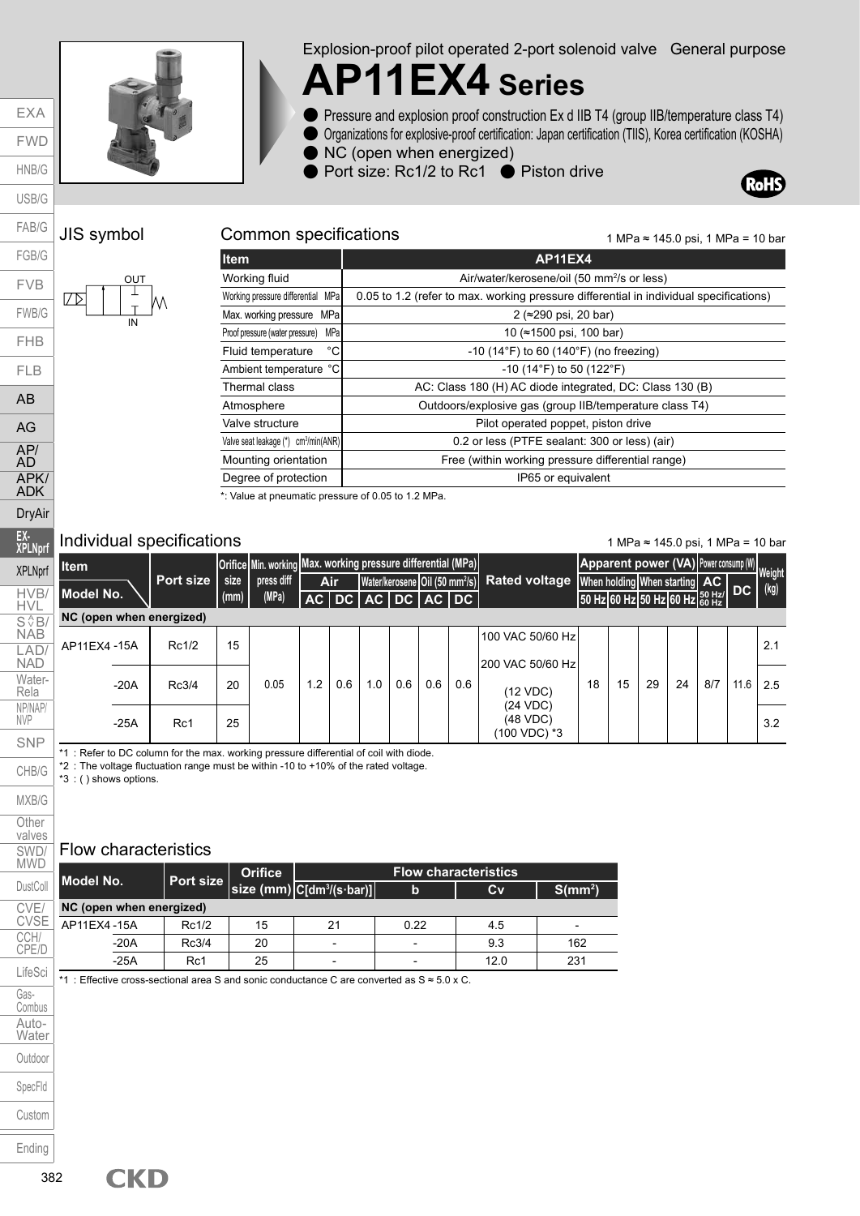Explosion-proof pilot operated 2-port solenoid valve General purpose

# AP11EX4 Series

- Pressure and explosion proof construction Ex d IIB T4 (group IIB/temperature class T4)
- Organizations for explosive-proof certification: Japan certification (TIIS), Korea certification (KOSHA)
- NC (open when energized)
- Port size: Rc1/2 to Rc1
- Piston drive

RoHS

## JIS symbol

OUT

IN

## Common specifications

1 MPa ≈ 145.0 psi, 1 MPa = 10 bar

| Item | AP11EX4 |
|---|---|
| Working fluid | Air/water/kerosene/oil (50 mm²/s or less) |
| Working pressure differential MPa | 0.05 to 1.2 (refer to max. working pressure differential in individual specifications) |
| Max. working pressure MPa | 2 (≈290 psi, 20 bar) |
| Proof pressure (water pressure) MPa | 10 (≈1500 psi, 100 bar) |
| Fluid temperature °C | -10 (14°F) to 60 (140°F) (no freezing) |
| Ambient temperature °C | -10 (14°F) to 50 (122°F) |
| Thermal class | AC: Class 180 (H) AC diode integrated, DC: Class 130 (B) |
| Atmosphere | Outdoors/explosive gas (group IIB/temperature class T4) |
| Valve structure | Pilot operated poppet, piston drive |
| Valve seat leakage (*) cm³/min(ANR) | 0.2 or less (PTFE sealant: 300 or less) (air) |
| Mounting orientation | Free (within working pressure differential range) |
| Degree of protection | IP65 or equivalent |

*: Value at pneumatic pressure of 0.05 to 1.2 MPa.

## Individual specifications

1 MPa ≈ 145.0 psi, 1 MPa = 10 bar

| Item / Model No. | Port size | Orifice size (mm) | Min. working press diff (MPa) | Max. working pressure differential (MPa) | | | | | | Rated voltage | Apparent power (VA) | | | | Power consump (W) | | Weight (kg) |
|---|---|---|---|---|---|---|---|---|---|---|---|---|---|---|---|---|---|
| | | | | Air | | Water/kerosene | | Oil (50 mm²/s) | | | When holding | | When starting | | AC | DC | |
| | | | | AC | DC | AC | DC | AC | DC | | 50 Hz | 60 Hz | 50 Hz | 60 Hz | 50 Hz/60 Hz | | |
| **NC (open when energized)** | | | | | | | | | | | | | | | | | |
| AP11EX4 -15A | Rc1/2 | 15 | 0.05 | 1.2 | 0.6 | 1.0 | 0.6 | 0.6 | 0.6 | 100 VAC 50/60 Hz<br>200 VAC 50/60 Hz<br>(12 VDC)<br>(24 VDC)<br>(48 VDC)<br>(100 VDC) *3 | 18 | 15 | 29 | 24 | 8/7 | 11.6 | 2.1 |
| -20A | Rc3/4 | 20 | | | | | | | | | | | | | | | 2.5 |
| -25A | Rc1 | 25 | | | | | | | | | | | | | | | 3.2 |

*1 : Refer to DC column for the max. working pressure differential of coil with diode.
*2 : The voltage fluctuation range must be within -10 to +10% of the rated voltage.
*3 : ( ) shows options.

## Flow characteristics

| Model No. | Port size | Orifice size (mm) | Flow characteristics | | | |
|---|---|---|---|---|---|---|
| | | | C[dm³/(s·bar)] | b | Cv | S(mm²) |
| **NC (open when energized)** | | | | | | |
| AP11EX4 -15A | Rc1/2 | 15 | 21 | 0.22 | 4.5 | - |
| -20A | Rc3/4 | 20 | - | - | 9.3 | 162 |
| -25A | Rc1 | 25 | - | - | 12.0 | 231 |

*1 : Effective cross-sectional area S and sonic conductance C are converted as S ≈ 5.0 x C.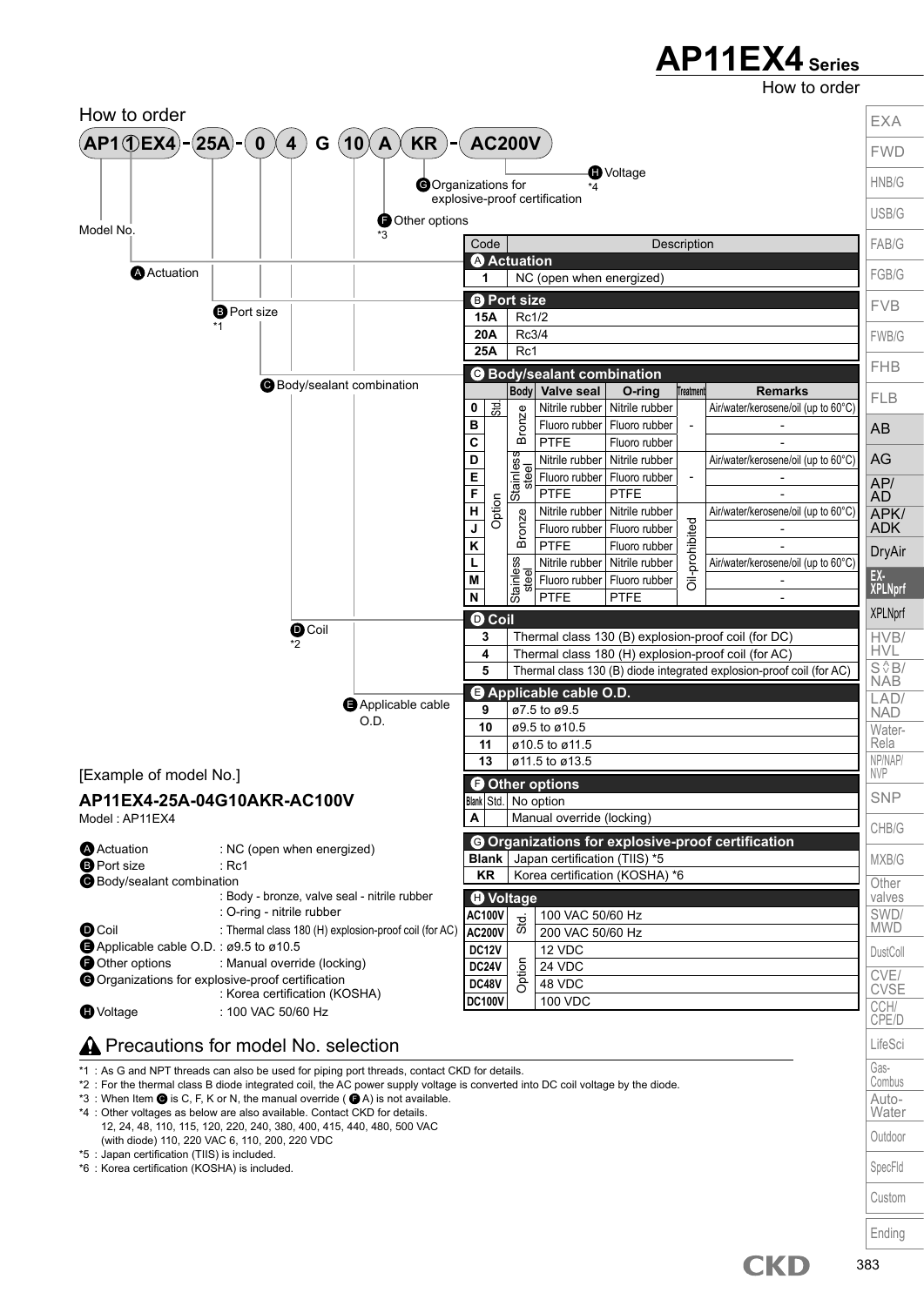# AP11EX4 Series

How to order

## How to order

AP1 ①EX4 - 25A - 0 4 G 10 A KR - AC200V

- Model No.
- Ⓐ Actuation
- Ⓑ Port size *1
- Ⓒ Body/sealant combination
- Ⓓ Coil *2
- Ⓔ Applicable cable O.D.
- Ⓕ Other options *3
- Ⓖ Organizations for explosive-proof certification
- Ⓗ Voltage *4

| Code | Description | | | | | |
|---|---|---|---|---|---|---|
| **Ⓐ Actuation** | | | | | | |
| 1 | NC (open when energized) | | | | | |
| **Ⓑ Port size** | | | | | | |
| 15A | Rc1/2 | | | | | |
| 20A | Rc3/4 | | | | | |
| 25A | Rc1 | | | | | |
| **Ⓒ Body/sealant combination** | | | | | | |
| | | Body | Valve seal | O-ring | Treatment | Remarks |
| 0 | Std. | Bronze | Nitrile rubber | Nitrile rubber | - | Air/water/kerosene/oil (up to 60°C) |
| B | Option | Bronze | Fluoro rubber | Fluoro rubber | - | - |
| C | Option | Bronze | PTFE | Fluoro rubber | - | - |
| D | Option | Stainless steel | Nitrile rubber | Nitrile rubber | - | Air/water/kerosene/oil (up to 60°C) |
| E | Option | Stainless steel | Fluoro rubber | Fluoro rubber | - | - |
| F | Option | Stainless steel | PTFE | PTFE | - | - |
| H | Option | Bronze | Nitrile rubber | Nitrile rubber | Oil-prohibited | Air/water/kerosene/oil (up to 60°C) |
| J | Option | Bronze | Fluoro rubber | Fluoro rubber | Oil-prohibited | - |
| K | Option | Bronze | PTFE | Fluoro rubber | Oil-prohibited | - |
| L | Option | Stainless steel | Nitrile rubber | Nitrile rubber | Oil-prohibited | Air/water/kerosene/oil (up to 60°C) |
| M | Option | Stainless steel | Fluoro rubber | Fluoro rubber | Oil-prohibited | - |
| N | Option | Stainless steel | PTFE | PTFE | Oil-prohibited | - |
| **Ⓓ Coil** | | | | | | |
| 3 | Thermal class 130 (B) explosion-proof coil (for DC) | | | | | |
| 4 | Thermal class 180 (H) explosion-proof coil (for AC) | | | | | |
| 5 | Thermal class 130 (B) diode integrated explosion-proof coil (for AC) | | | | | |
| **Ⓔ Applicable cable O.D.** | | | | | | |
| 9 | ø7.5 to ø9.5 | | | | | |
| 10 | ø9.5 to ø10.5 | | | | | |
| 11 | ø10.5 to ø11.5 | | | | | |
| 13 | ø11.5 to ø13.5 | | | | | |
| **Ⓕ Other options** | | | | | | |
| Blank (Std.) | No option | | | | | |
| A | Manual override (locking) | | | | | |
| **Ⓖ Organizations for explosive-proof certification** | | | | | | |
| Blank | Japan certification (TIIS) *5 | | | | | |
| KR | Korea certification (KOSHA) *6 | | | | | |
| **Ⓗ Voltage** | | | | | | |
| AC100V (Std.) | 100 VAC 50/60 Hz | | | | | |
| AC200V (Std.) | 200 VAC 50/60 Hz | | | | | |
| DC12V (Option) | 12 VDC | | | | | |
| DC24V (Option) | 24 VDC | | | | | |
| DC48V (Option) | 48 VDC | | | | | |
| DC100V (Option) | 100 VDC | | | | | |

[Example of model No.]

### AP11EX4-25A-04G10AKR-AC100V

Model : AP11EX4

- Ⓐ Actuation : NC (open when energized)
- Ⓑ Port size : Rc1
- Ⓒ Body/sealant combination : Body - bronze, valve seal - nitrile rubber : O-ring - nitrile rubber
- Ⓓ Coil : Thermal class 180 (H) explosion-proof coil (for AC)
- Ⓔ Applicable cable O.D. : ø9.5 to ø10.5
- Ⓕ Other options : Manual override (locking)
- Ⓖ Organizations for explosive-proof certification : Korea certification (KOSHA)
- Ⓗ Voltage : 100 VAC 50/60 Hz

## ⚠ Precautions for model No. selection

*1 : As G and NPT threads can also be used for piping port threads, contact CKD for details.
*2 : For the thermal class B diode integrated coil, the AC power supply voltage is converted into DC coil voltage by the diode.
*3 : When Item Ⓒ is C, F, K or N, the manual override (Ⓕ A) is not available.
*4 : Other voltages as below are also available. Contact CKD for details.
12, 24, 48, 110, 115, 120, 220, 240, 380, 400, 415, 440, 480, 500 VAC
(with diode) 110, 220 VAC 6, 110, 200, 220 VDC
*5 : Japan certification (TIIS) is included.
*6 : Korea certification (KOSHA) is included.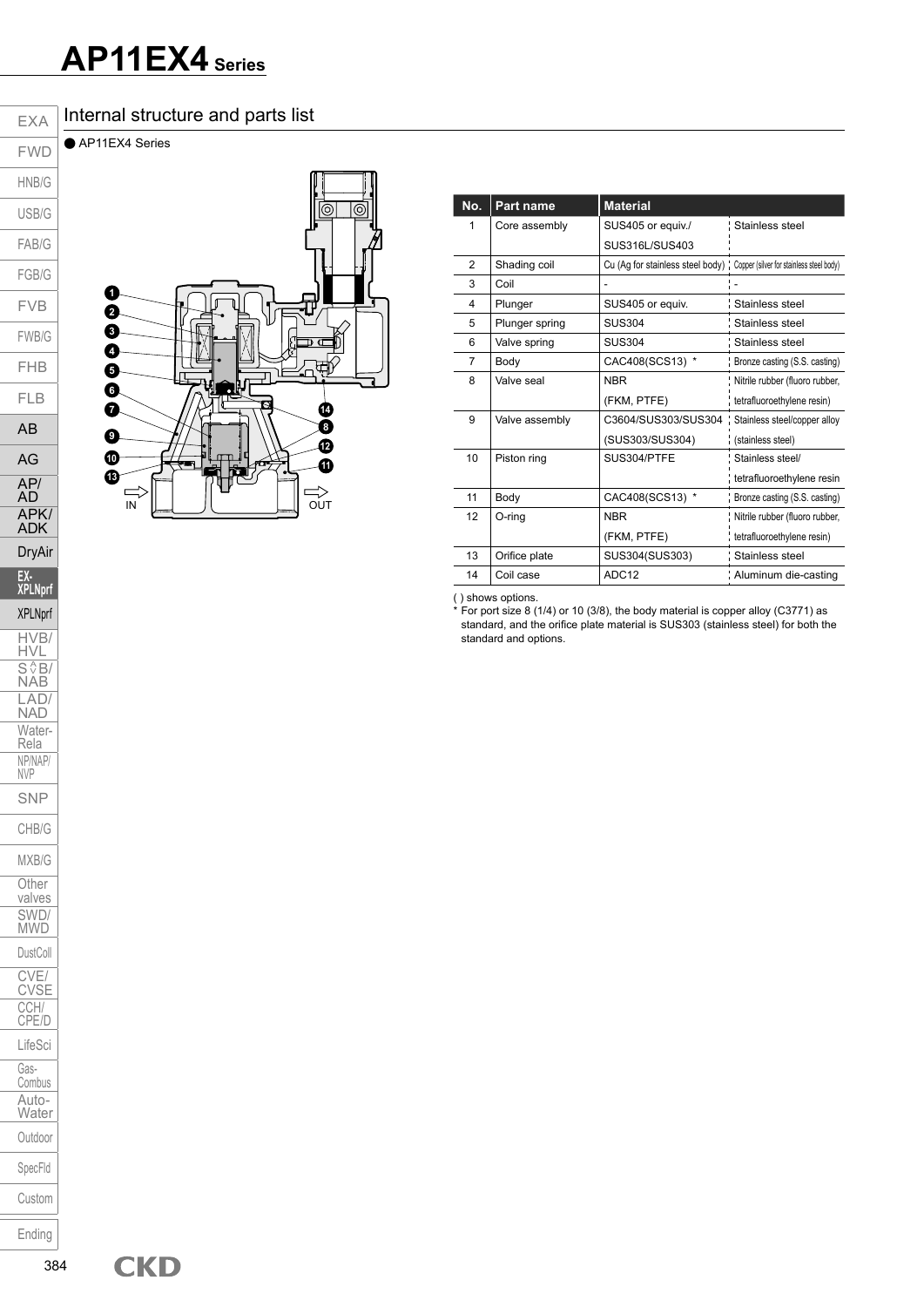# AP11EX4 Series

## Internal structure and parts list

● AP11EX4 Series

| No. | Part name | Material | |
|---|---|---|---|
| 1 | Core assembly | SUS405 or equiv./ SUS316L/SUS403 | Stainless steel |
| 2 | Shading coil | Cu (Ag for stainless steel body) | Copper (silver for stainless steel body) |
| 3 | Coil | - | - |
| 4 | Plunger | SUS405 or equiv. | Stainless steel |
| 5 | Plunger spring | SUS304 | Stainless steel |
| 6 | Valve spring | SUS304 | Stainless steel |
| 7 | Body | CAC408(SCS13) * | Bronze casting (S.S. casting) |
| 8 | Valve seal | NBR (FKM, PTFE) | Nitrile rubber (fluoro rubber, tetrafluoroethylene resin) |
| 9 | Valve assembly | C3604/SUS303/SUS304 (SUS303/SUS304) | Stainless steel/copper alloy (stainless steel) |
| 10 | Piston ring | SUS304/PTFE | Stainless steel/ tetrafluoroethylene resin |
| 11 | Body | CAC408(SCS13) * | Bronze casting (S.S. casting) |
| 12 | O-ring | NBR (FKM, PTFE) | Nitrile rubber (fluoro rubber, tetrafluoroethylene resin) |
| 13 | Orifice plate | SUS304(SUS303) | Stainless steel |
| 14 | Coil case | ADC12 | Aluminum die-casting |

( ) shows options.

* For port size 8 (1/4) or 10 (3/8), the body material is copper alloy (C3771) as standard, and the orifice plate material is SUS303 (stainless steel) for both the standard and options.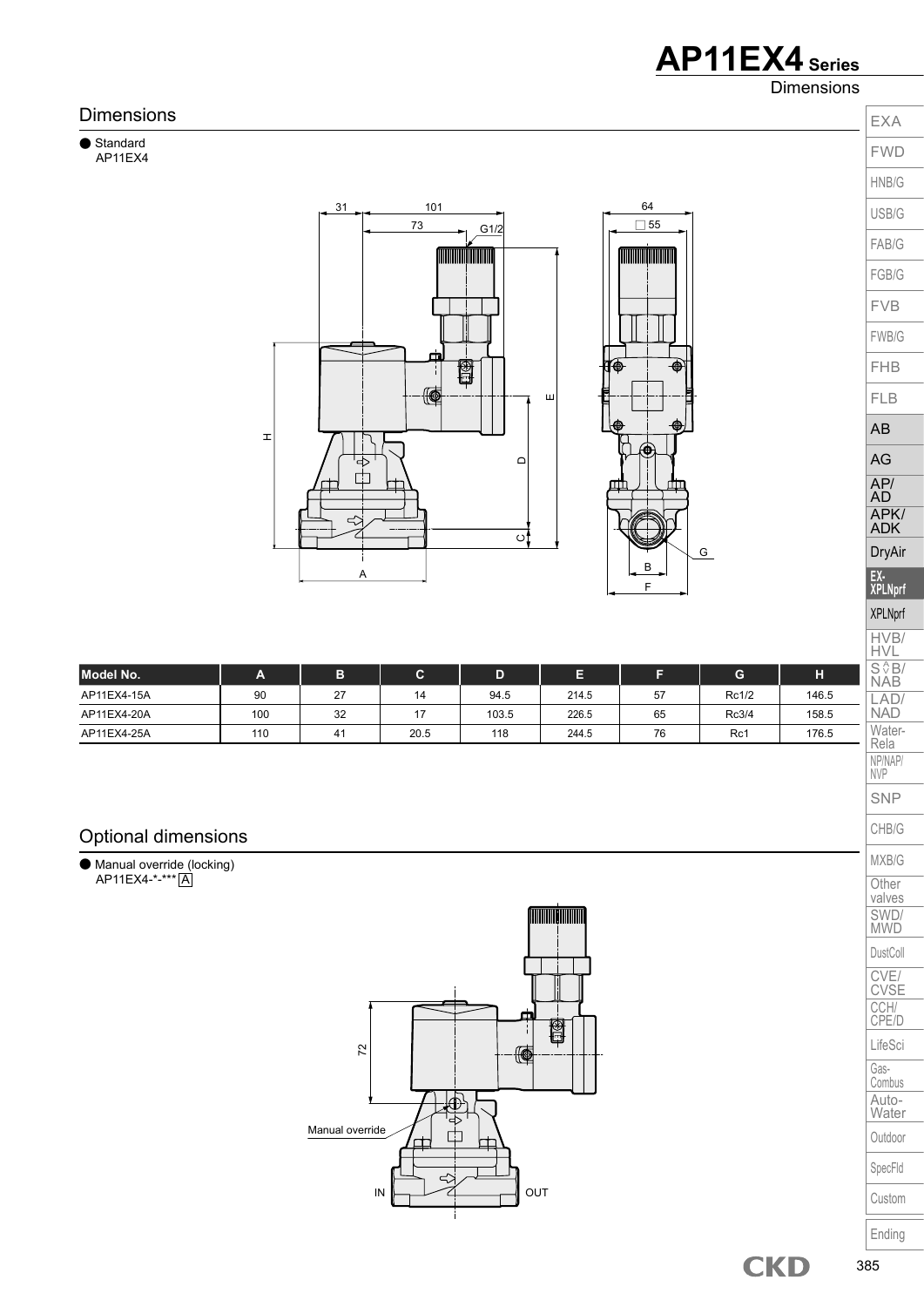## Dimensions

● Standard
AP11EX4

| Model No. | A | B | C | D | E | F | G | H |
|---|---|---|---|---|---|---|---|---|
| AP11EX4-15A | 90 | 27 | 14 | 94.5 | 214.5 | 57 | Rc1/2 | 146.5 |
| AP11EX4-20A | 100 | 32 | 17 | 103.5 | 226.5 | 65 | Rc3/4 | 158.5 |
| AP11EX4-25A | 110 | 41 | 20.5 | 118 | 244.5 | 76 | Rc1 | 176.5 |

## Optional dimensions

● Manual override (locking)
AP11EX4-*-*** A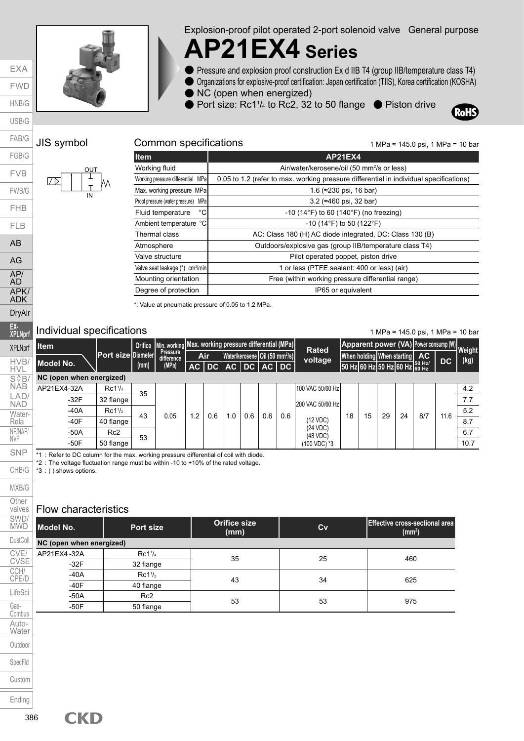Explosion-proof pilot operated 2-port solenoid valve General purpose

# AP21EX4 Series

- Pressure and explosion proof construction Ex d IIB T4 (group IIB/temperature class T4)
- Organizations for explosive-proof certification: Japan certification (TIIS), Korea certification (KOSHA)
- NC (open when energized)
- Port size: Rc1¼ to Rc2, 32 to 50 flange
- Piston drive

RoHS

## JIS symbol

OUT

IN

## Common specifications

1 MPa ≈ 145.0 psi, 1 MPa = 10 bar

| Item | AP21EX4 |
|---|---|
| Working fluid | Air/water/kerosene/oil (50 $mm^2/s$ or less) |
| Working pressure differential MPa | 0.05 to 1.2 (refer to max. working pressure differential in individual specifications) |
| Max. working pressure MPa | 1.6 (≈230 psi, 16 bar) |
| Proof pressure (water pressure) MPa | 3.2 (≈460 psi, 32 bar) |
| Fluid temperature °C | -10 (14°F) to 60 (140°F) (no freezing) |
| Ambient temperature °C | -10 (14°F) to 50 (122°F) |
| Thermal class | AC: Class 180 (H) AC diode integrated, DC: Class 130 (B) |
| Atmosphere | Outdoors/explosive gas (group IIB/temperature class T4) |
| Valve structure | Pilot operated poppet, piston drive |
| Valve seat leakage (*) $cm^3$/min | 1 or less (PTFE sealant: 400 or less) (air) |
| Mounting orientation | Free (within working pressure differential range) |
| Degree of protection | IP65 or equivalent |

*: Value at pneumatic pressure of 0.05 to 1.2 MPa.

## Individual specifications

1 MPa ≈ 145.0 psi, 1 MPa = 10 bar

| Model No. | Port size | Orifice Diameter (mm) | Min. working Pressure difference (MPa) | Max. working pressure differential (MPa) Air AC | Air DC | Water/kerosene AC | Water/kerosene DC | Oil (50 $mm^2/s$) AC | Oil (50 $mm^2/s$) DC | Rated voltage | Apparent power (VA) When holding 50 Hz | When holding 60 Hz | When starting 50 Hz | When starting 60 Hz | Power consump (W) AC 50 Hz/60 Hz | Power consump (W) DC | Weight (kg) |
|---|---|---|---|---|---|---|---|---|---|---|---|---|---|---|---|---|---|
| **NC (open when energized)** | | | | | | | | | | | | | | | | | |
| AP21EX4-32A | Rc1¼ | 35 | 0.05 | 1.2 | 0.6 | 1.0 | 0.6 | 0.6 | 0.6 | 100 VAC 50/60 Hz<br>200 VAC 50/60 Hz<br>(12 VDC)<br>(24 VDC)<br>(48 VDC)<br>(100 VDC) *3 | 18 | 15 | 29 | 24 | 8/7 | 11.6 | 4.2 |
| -32F | 32 flange | | | | | | | | | | | | | | | | 7.7 |
| -40A | Rc1½ | 43 | | | | | | | | | | | | | | | 5.2 |
| -40F | 40 flange | | | | | | | | | | | | | | | | 8.7 |
| -50A | Rc2 | 53 | | | | | | | | | | | | | | | 6.7 |
| -50F | 50 flange | | | | | | | | | | | | | | | | 10.7 |

*1 : Refer to DC column for the max. working pressure differential of coil with diode.
*2 : The voltage fluctuation range must be within -10 to +10% of the rated voltage.
*3 : ( ) shows options.

## Flow characteristics

| Model No. | Port size | Orifice size (mm) | Cv | Effective cross-sectional area ($mm^2$) |
|---|---|---|---|---|
| **NC (open when energized)** | | | | |
| AP21EX4-32A | Rc1¼ | 35 | 25 | 460 |
| -32F | 32 flange | | | |
| -40A | Rc1½ | 43 | 34 | 625 |
| -40F | 40 flange | | | |
| -50A | Rc2 | 53 | 53 | 975 |
| -50F | 50 flange | | | |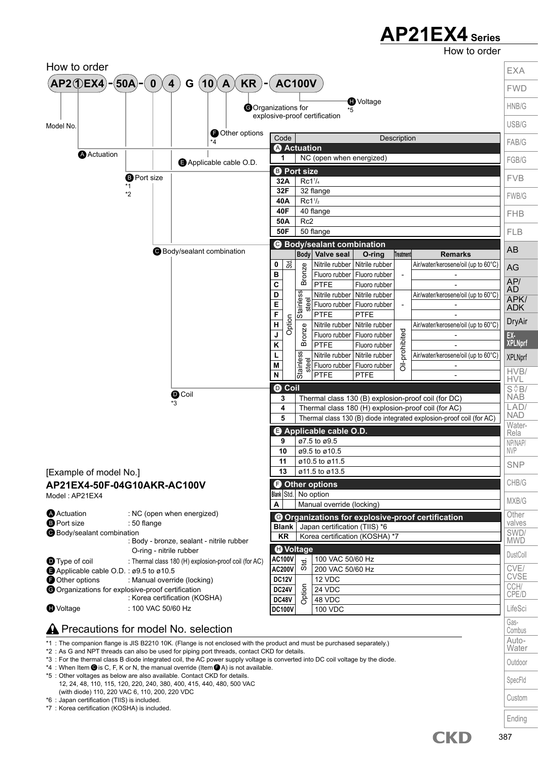# AP21EX4 Series

How to order

## How to order

**AP2 ① EX4 - 50A - 0 4 G 10 A KR - AC100V**

- Model No.
- Ⓐ Actuation
- Ⓑ Port size *1 *2
- Ⓒ Body/sealant combination
- Ⓓ Coil *3
- Ⓔ Applicable cable O.D.
- Ⓕ Other options *4
- Ⓖ Organizations for explosive-proof certification
- Ⓗ Voltage *5

| Code | | Description | | | | |
|---|---|---|---|---|---|---|
| **Ⓐ Actuation** | | | | | | |
| 1 | | NC (open when energized) | | | | |
| **Ⓑ Port size** | | | | | | |
| 32A | | Rc1¼ | | | | |
| 32F | | 32 flange | | | | |
| 40A | | Rc1½ | | | | |
| 40F | | 40 flange | | | | |
| 50A | | Rc2 | | | | |
| 50F | | 50 flange | | | | |
| **Ⓒ Body/sealant combination** | | | | | | |
| | | Body | Valve seal | O-ring | Treatment | Remarks |
| 0 | Std. | Bronze | Nitrile rubber | Nitrile rubber | - | Air/water/kerosene/oil (up to 60°C) |
| B | Option | Bronze | Fluoro rubber | Fluoro rubber | - | - |
| C | Option | Bronze | PTFE | Fluoro rubber | - | - |
| D | Option | Stainless steel | Nitrile rubber | Nitrile rubber | - | Air/water/kerosene/oil (up to 60°C) |
| E | Option | Stainless steel | Fluoro rubber | Fluoro rubber | - | - |
| F | Option | Stainless steel | PTFE | PTFE | - | - |
| H | Option | Bronze | Nitrile rubber | Nitrile rubber | Oil-prohibited | Air/water/kerosene/oil (up to 60°C) |
| J | Option | Bronze | Fluoro rubber | Fluoro rubber | Oil-prohibited | - |
| K | Option | Bronze | PTFE | Fluoro rubber | Oil-prohibited | - |
| L | Option | Stainless steel | Nitrile rubber | Nitrile rubber | Oil-prohibited | Air/water/kerosene/oil (up to 60°C) |
| M | Option | Stainless steel | Fluoro rubber | Fluoro rubber | Oil-prohibited | - |
| N | Option | Stainless steel | PTFE | PTFE | Oil-prohibited | - |
| **Ⓓ Coil** | | | | | | |
| 3 | | Thermal class 130 (B) explosion-proof coil (for DC) | | | | |
| 4 | | Thermal class 180 (H) explosion-proof coil (for AC) | | | | |
| 5 | | Thermal class 130 (B) diode integrated explosion-proof coil (for AC) | | | | |
| **Ⓔ Applicable cable O.D.** | | | | | | |
| 9 | | ø7.5 to ø9.5 | | | | |
| 10 | | ø9.5 to ø10.5 | | | | |
| 11 | | ø10.5 to ø11.5 | | | | |
| 13 | | ø11.5 to ø13.5 | | | | |
| **Ⓕ Other options** | | | | | | |
| Blank | Std. | No option | | | | |
| A | | Manual override (locking) | | | | |
| **Ⓖ Organizations for explosive-proof certification** | | | | | | |
| Blank | | Japan certification (TIIS) *6 | | | | |
| KR | | Korea certification (KOSHA) *7 | | | | |
| **Ⓗ Voltage** | | | | | | |
| AC100V | Std | 100 VAC 50/60 Hz | | | | |
| AC200V | Std | 200 VAC 50/60 Hz | | | | |
| DC12V | Option | 12 VDC | | | | |
| DC24V | Option | 24 VDC | | | | |
| DC48V | Option | 48 VDC | | | | |
| DC100V | Option | 100 VDC | | | | |

[Example of model No.]

**AP21EX4-50F-04G10AKR-AC100V**

Model : AP21EX4

- Ⓐ Actuation : NC (open when energized)
- Ⓑ Port size : 50 flange
- Ⓒ Body/sealant combination : Body - bronze, sealant - nitrile rubber O-ring - nitrile rubber
- Ⓓ Type of coil : Thermal class 180 (H) explosion-proof coil (for AC)
- Ⓔ Applicable cable O.D. : ø9.5 to ø10.5
- Ⓕ Other options : Manual override (locking)
- Ⓖ Organizations for explosive-proof certification : Korea certification (KOSHA)
- Ⓗ Voltage : 100 VAC 50/60 Hz

## ⚠ Precautions for model No. selection

*1 : The companion flange is JIS B2210 10K. (Flange is not enclosed with the product and must be purchased separately.)
*2 : As G and NPT threads can also be used for piping port threads, contact CKD for details.
*3 : For the thermal class B diode integrated coil, the AC power supply voltage is converted into DC coil voltage by the diode.
*4 : When Item Ⓒ is C, F, K or N, the manual override (Item Ⓕ A) is not available.
*5 : Other voltages as below are also available. Contact CKD for details.
12, 24, 48, 110, 115, 120, 220, 240, 380, 400, 415, 440, 480, 500 VAC
(with diode) 110, 220 VAC 6, 110, 200, 220 VDC
*6 : Japan certification (TIIS) is included.
*7 : Korea certification (KOSHA) is included.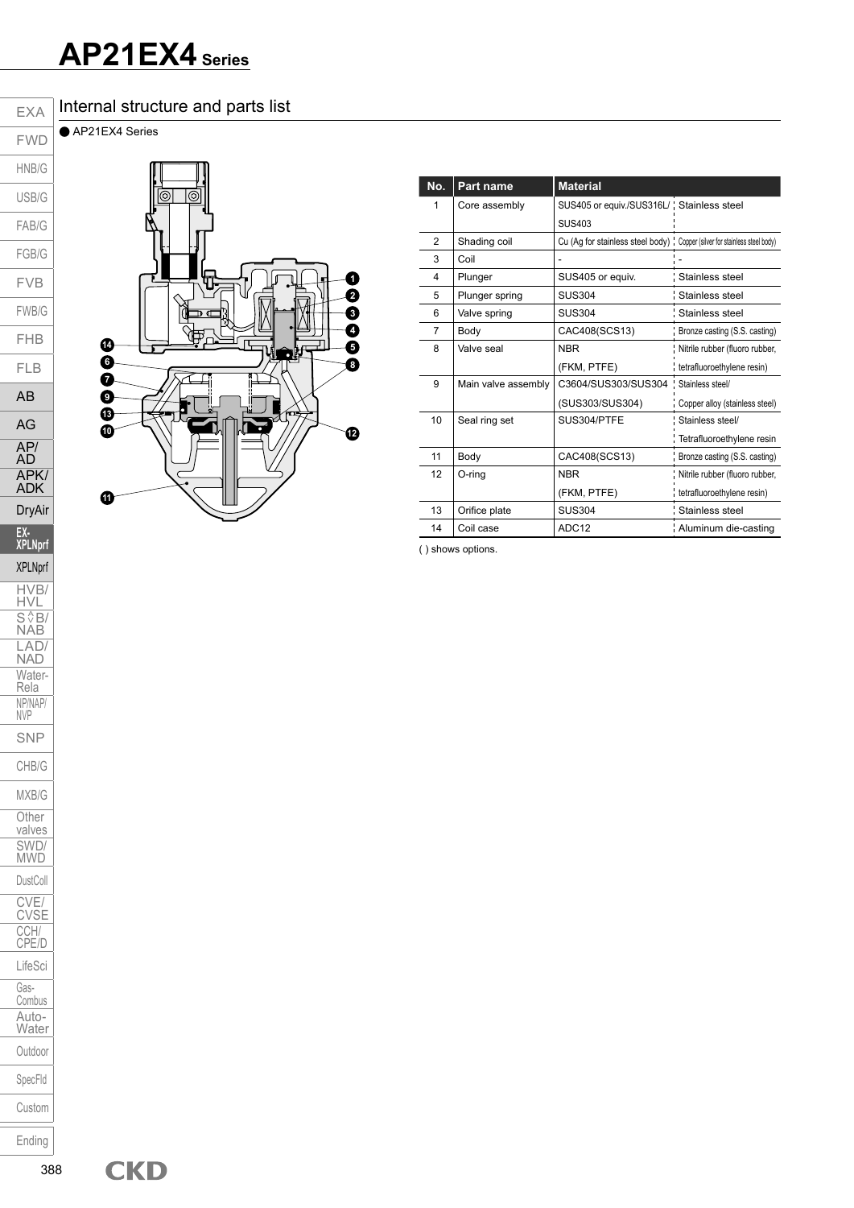# AP21EX4 Series

## Internal structure and parts list

● AP21EX4 Series

| No. | Part name | Material | |
|---|---|---|---|
| 1 | Core assembly | SUS405 or equiv./SUS316L/ SUS403 | Stainless steel |
| 2 | Shading coil | Cu (Ag for stainless steel body) | Copper (silver for stainless steel body) |
| 3 | Coil | - | - |
| 4 | Plunger | SUS405 or equiv. | Stainless steel |
| 5 | Plunger spring | SUS304 | Stainless steel |
| 6 | Valve spring | SUS304 | Stainless steel |
| 7 | Body | CAC408(SCS13) | Bronze casting (S.S. casting) |
| 8 | Valve seal | NBR (FKM, PTFE) | Nitrile rubber (fluoro rubber, tetrafluoroethylene resin) |
| 9 | Main valve assembly | C3604/SUS303/SUS304 (SUS303/SUS304) | Stainless steel/ Copper alloy (stainless steel) |
| 10 | Seal ring set | SUS304/PTFE | Stainless steel/ Tetrafluoroethylene resin |
| 11 | Body | CAC408(SCS13) | Bronze casting (S.S. casting) |
| 12 | O-ring | NBR (FKM, PTFE) | Nitrile rubber (fluoro rubber, tetrafluoroethylene resin) |
| 13 | Orifice plate | SUS304 | Stainless steel |
| 14 | Coil case | ADC12 | Aluminum die-casting |

( ) shows options.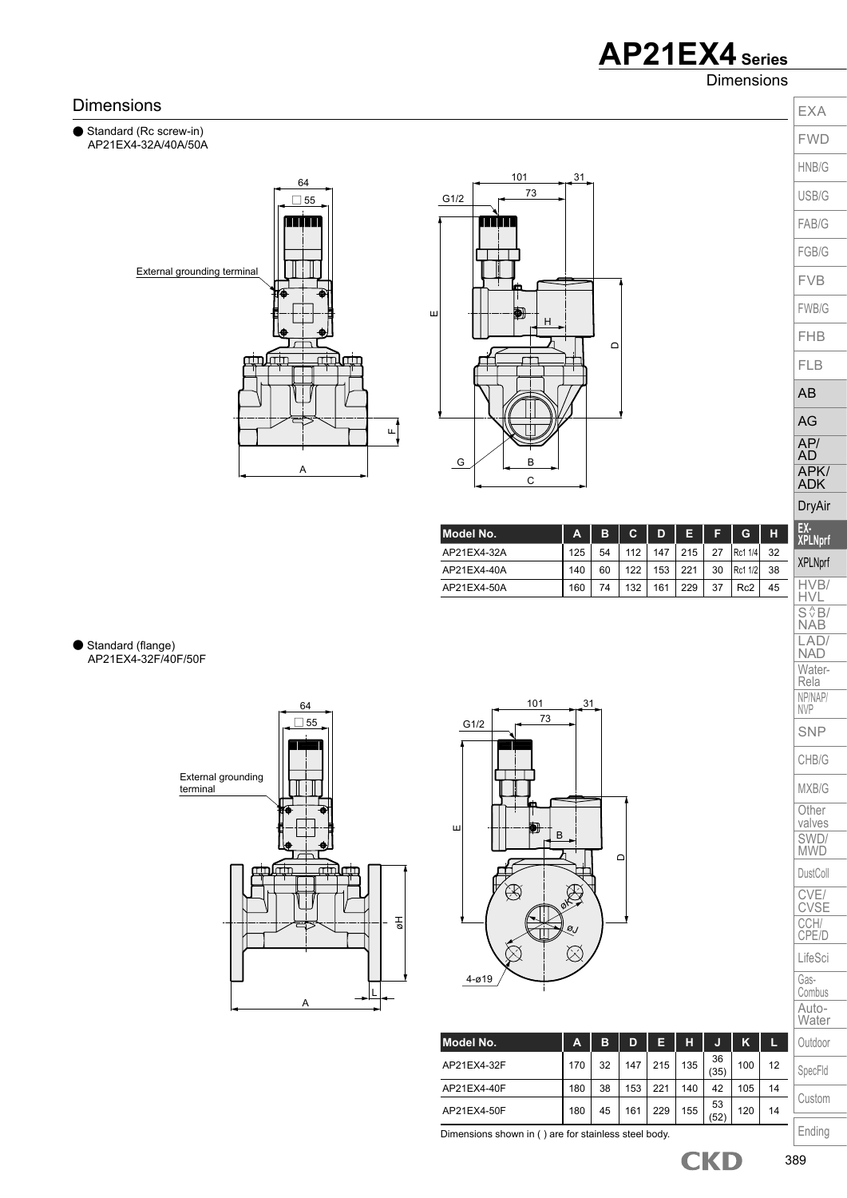## Dimensions

● Standard (Rc screw-in)
AP21EX4-32A/40A/50A

| Model No. | A | B | C | D | E | F | G | H |
|---|---|---|---|---|---|---|---|---|
| AP21EX4-32A | 125 | 54 | 112 | 147 | 215 | 27 | Rc1 1/4 | 32 |
| AP21EX4-40A | 140 | 60 | 122 | 153 | 221 | 30 | Rc1 1/2 | 38 |
| AP21EX4-50A | 160 | 74 | 132 | 161 | 229 | 37 | Rc2 | 45 |

● Standard (flange)
AP21EX4-32F/40F/50F

| Model No. | A | B | D | E | H | J | K | L |
|---|---|---|---|---|---|---|---|---|
| AP21EX4-32F | 170 | 32 | 147 | 215 | 135 | 36 (35) | 100 | 12 |
| AP21EX4-40F | 180 | 38 | 153 | 221 | 140 | 42 | 105 | 14 |
| AP21EX4-50F | 180 | 45 | 161 | 229 | 155 | 53 (52) | 120 | 14 |

Dimensions shown in ( ) are for stainless steel body.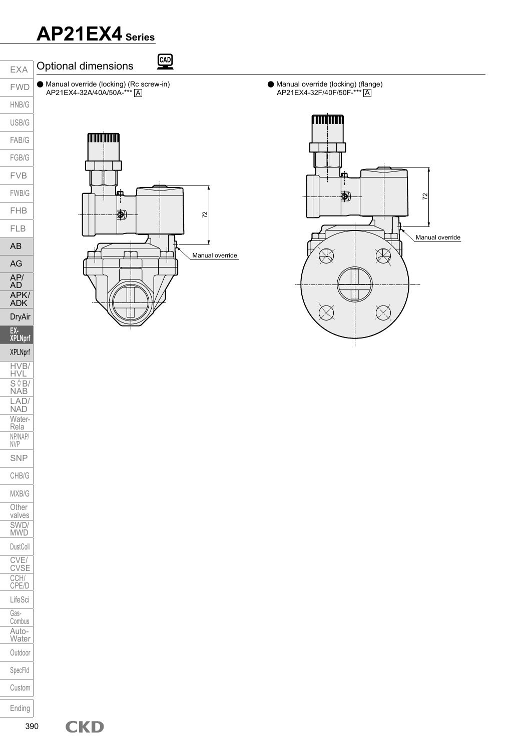# AP21EX4 Series

## Optional dimensions

● Manual override (locking) (Rc screw-in)
AP21EX4-32A/40A/50A-*** A

72

Manual override

● Manual override (locking) (flange)
AP21EX4-32F/40F/50F-*** A

72

Manual override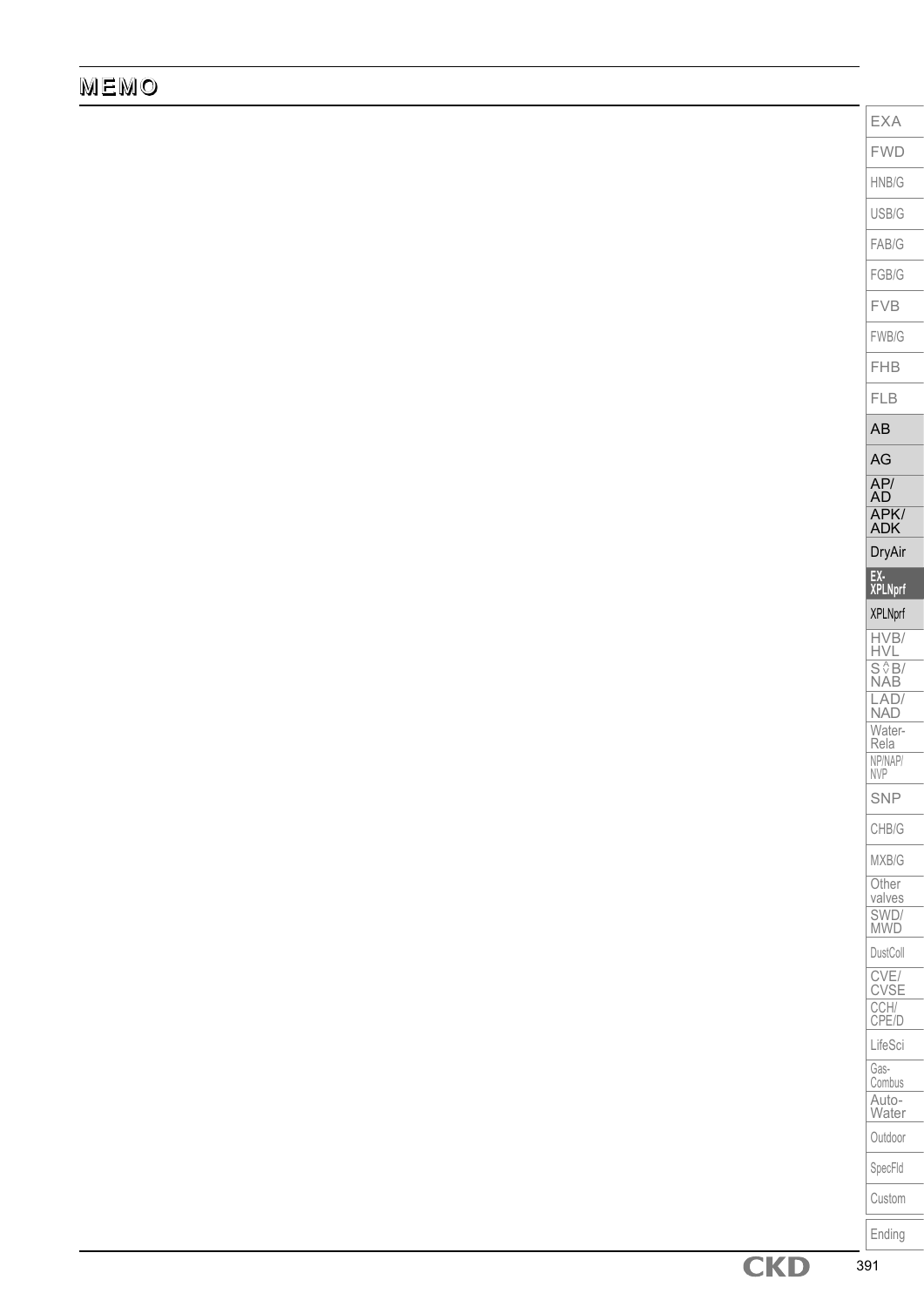# MEMO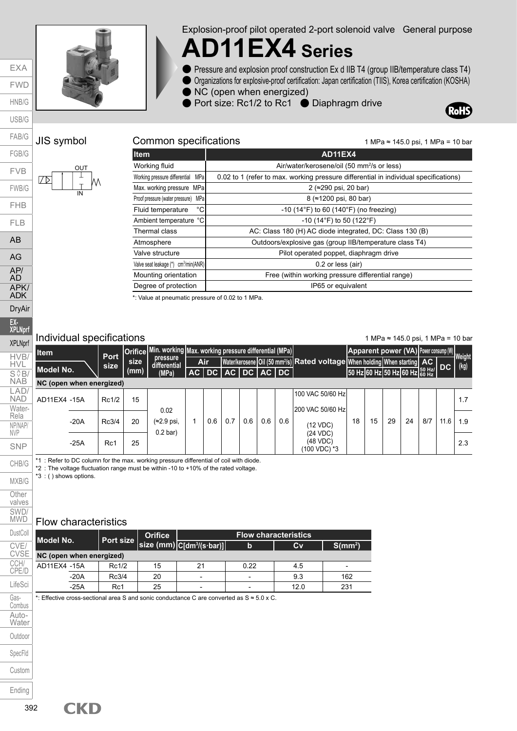# Explosion-proof pilot operated 2-port solenoid valve General purpose

# AD11EX4 Series

- Pressure and explosion proof construction Ex d IIB T4 (group IIB/temperature class T4)
- Organizations for explosive-proof certification: Japan certification (TIIS), Korea certification (KOSHA)
- NC (open when energized)
- Port size: Rc1/2 to Rc1
- Diaphragm drive

RoHS

## JIS symbol

## Common specifications

1 MPa ≈ 145.0 psi, 1 MPa = 10 bar

| Item | AD11EX4 |
|---|---|
| Working fluid | Air/water/kerosene/oil (50 mm²/s or less) |
| Working pressure differential MPa | 0.02 to 1 (refer to max. working pressure differential in individual specifications) |
| Max. working pressure MPa | 2 (≈290 psi, 20 bar) |
| Proof pressure (water pressure) MPa | 8 (≈1200 psi, 80 bar) |
| Fluid temperature °C | -10 (14°F) to 60 (140°F) (no freezing) |
| Ambient temperature °C | -10 (14°F) to 50 (122°F) |
| Thermal class | AC: Class 180 (H) AC diode integrated, DC: Class 130 (B) |
| Atmosphere | Outdoors/explosive gas (group IIB/temperature class T4) |
| Valve structure | Pilot operated poppet, diaphragm drive |
| Valve seat leakage (*) cm³/min(ANR) | 0.2 or less (air) |
| Mounting orientation | Free (within working pressure differential range) |
| Degree of protection | IP65 or equivalent |

*: Value at pneumatic pressure of 0.02 to 1 MPa.

## Individual specifications

1 MPa ≈ 145.0 psi, 1 MPa = 10 bar

| Item / Model No. | Port size | Orifice size (mm) | Min. working pressure differential (MPa) | Max. working pressure differential (MPa) | | | | | | Rated voltage | Apparent power (VA) | | | | Power consump (W) | | Weight (kg) |
|---|---|---|---|---|---|---|---|---|---|---|---|---|---|---|---|---|---|
| | | | | Air | | Water/kerosene | | Oil (50 mm²/s) | | | When holding | | When starting | | AC | DC | |
| | | | | AC | DC | AC | DC | AC | DC | | 50 Hz | 60 Hz | 50 Hz | 60 Hz | 50 Hz/60 Hz | | |
| **NC (open when energized)** | | | | | | | | | | | | | | | | | |
| AD11EX4 -15A | Rc1/2 | 15 | 0.02 (≈2.9 psi, 0.2 bar) | 1 | 0.6 | 0.7 | 0.6 | 0.6 | 0.6 | 100 VAC 50/60 Hz, 200 VAC 50/60 Hz, (12 VDC) (24 VDC) (48 VDC) (100 VDC) *3 | 18 | 15 | 29 | 24 | 8/7 | 11.6 | 1.7 |
| -20A | Rc3/4 | 20 | | | | | | | | | | | | | | | 1.9 |
| -25A | Rc1 | 25 | | | | | | | | | | | | | | | 2.3 |

*1 : Refer to DC column for the max. working pressure differential of coil with diode.
*2 : The voltage fluctuation range must be within -10 to +10% of the rated voltage.
*3 : ( ) shows options.

## Flow characteristics

| Model No. | Port size | Orifice size (mm) | Flow characteristics | | | |
|---|---|---|---|---|---|---|
| | | | C[dm³/(s·bar)] | b | Cv | S(mm²) |
| **NC (open when energized)** | | | | | | |
| AD11EX4 -15A | Rc1/2 | 15 | 21 | 0.22 | 4.5 | - |
| -20A | Rc3/4 | 20 | - | - | 9.3 | 162 |
| -25A | Rc1 | 25 | - | - | 12.0 | 231 |

*: Effective cross-sectional area S and sonic conductance C are converted as S ≈ 5.0 x C.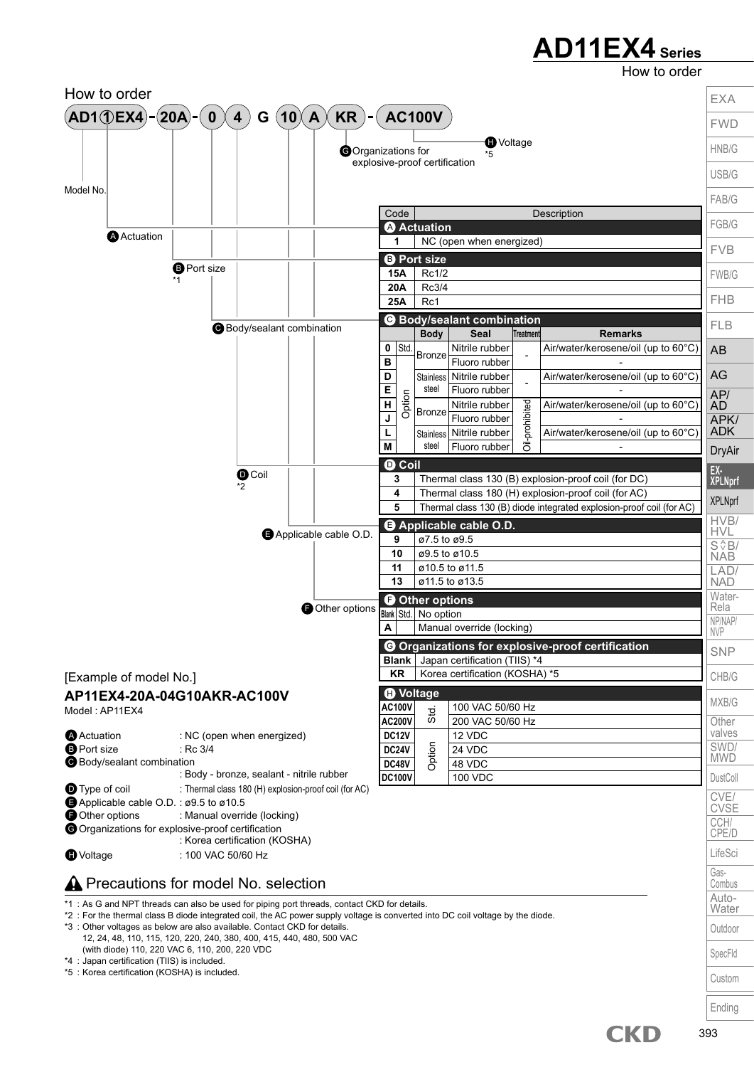# AD11EX4 Series

How to order

## How to order

AD1 ① EX4 - 20A - 0 4 G 10 A KR - AC100V

- Model No.
- A Actuation
- B Port size *1
- C Body/sealant combination
- D Coil *2
- E Applicable cable O.D.
- F Other options
- G Organizations for explosive-proof certification
- H Voltage *5

| Code | | Description | | | |
|---|---|---|---|---|---|
| **A Actuation** | | | | | |
| 1 | | NC (open when energized) | | | |
| **B Port size** | | | | | |
| 15A | | Rc1/2 | | | |
| 20A | | Rc3/4 | | | |
| 25A | | Rc1 | | | |
| **C Body/sealant combination** | | | | | |
| | | Body | Seal | Treatment | Remarks |
| 0 | Std. | Bronze | Nitrile rubber | - | Air/water/kerosene/oil (up to 60°C) |
| B | Option | Bronze | Fluoro rubber | - | - |
| D | Option | Stainless steel | Nitrile rubber | - | Air/water/kerosene/oil (up to 60°C) |
| E | Option | Stainless steel | Fluoro rubber | - | - |
| H | Option | Bronze | Nitrile rubber | Oil-prohibited | Air/water/kerosene/oil (up to 60°C) |
| J | Option | Bronze | Fluoro rubber | Oil-prohibited | - |
| L | Option | Stainless steel | Nitrile rubber | Oil-prohibited | Air/water/kerosene/oil (up to 60°C) |
| M | Option | Stainless steel | Fluoro rubber | Oil-prohibited | - |
| **D Coil** | | | | | |
| 3 | | Thermal class 130 (B) explosion-proof coil (for DC) | | | |
| 4 | | Thermal class 180 (H) explosion-proof coil (for AC) | | | |
| 5 | | Thermal class 130 (B) diode integrated explosion-proof coil (for AC) | | | |
| **E Applicable cable O.D.** | | | | | |
| 9 | | ø7.5 to ø9.5 | | | |
| 10 | | ø9.5 to ø10.5 | | | |
| 11 | | ø10.5 to ø11.5 | | | |
| 13 | | ø11.5 to ø13.5 | | | |
| **F Other options** | | | | | |
| Blank | Std. | No option | | | |
| A | | Manual override (locking) | | | |
| **G Organizations for explosive-proof certification** | | | | | |
| Blank | | Japan certification (TIIS) *4 | | | |
| KR | | Korea certification (KOSHA) *5 | | | |
| **H Voltage** | | | | | |
| AC100V | Std. | 100 VAC 50/60 Hz | | | |
| AC200V | Std. | 200 VAC 50/60 Hz | | | |
| DC12V | Option | 12 VDC | | | |
| DC24V | Option | 24 VDC | | | |
| DC48V | Option | 48 VDC | | | |
| DC100V | Option | 100 VDC | | | |

[Example of model No.]

### AP11EX4-20A-04G10AKR-AC100V

Model : AP11EX4

- A Actuation : NC (open when energized)
- B Port size : Rc 3/4
- C Body/sealant combination : Body - bronze, sealant - nitrile rubber
- D Type of coil : Thermal class 180 (H) explosion-proof coil (for AC)
- E Applicable cable O.D. : ø9.5 to ø10.5
- F Other options : Manual override (locking)
- G Organizations for explosive-proof certification : Korea certification (KOSHA)
- H Voltage : 100 VAC 50/60 Hz

## ⚠ Precautions for model No. selection

*1 : As G and NPT threads can also be used for piping port threads, contact CKD for details.
*2 : For the thermal class B diode integrated coil, the AC power supply voltage is converted into DC coil voltage by the diode.
*3 : Other voltages as below are also available. Contact CKD for details.
12, 24, 48, 110, 115, 120, 220, 240, 380, 400, 415, 440, 480, 500 VAC
(with diode) 110, 220 VAC 6, 110, 200, 220 VDC
*4 : Japan certification (TIIS) is included.
*5 : Korea certification (KOSHA) is included.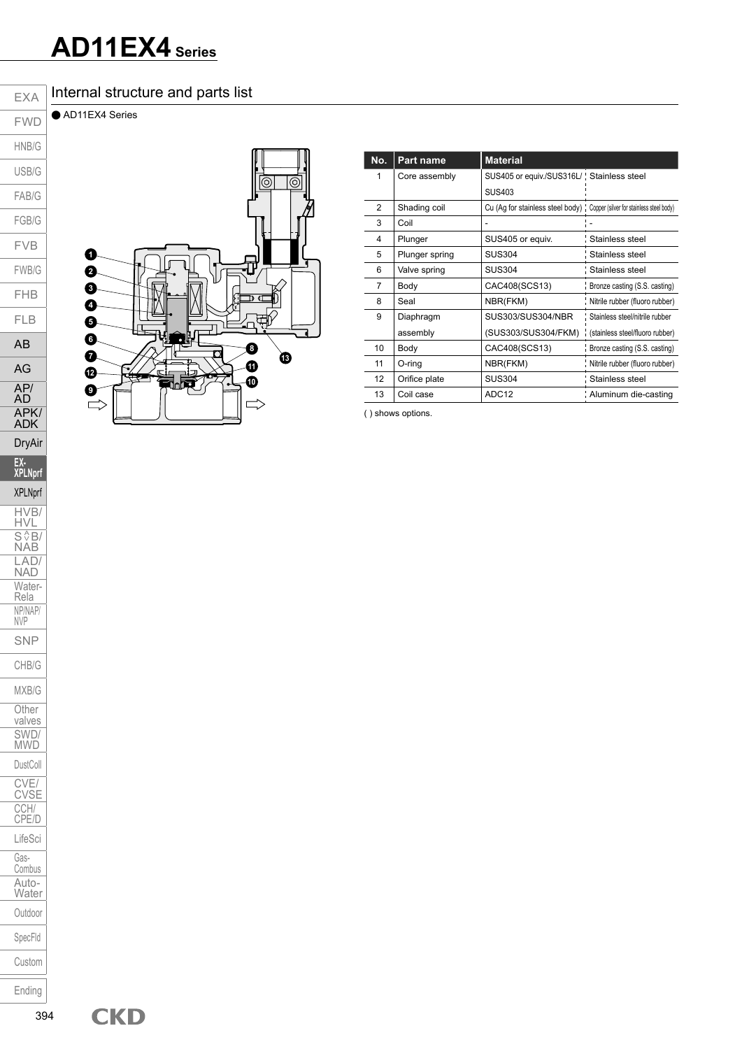# AD11EX4 Series

## Internal structure and parts list

● AD11EX4 Series

| No. | Part name | Material | |
|---|---|---|---|
| 1 | Core assembly | SUS405 or equiv./SUS316L/ SUS403 | Stainless steel |
| 2 | Shading coil | Cu (Ag for stainless steel body) | Copper (silver for stainless steel body) |
| 3 | Coil | - | - |
| 4 | Plunger | SUS405 or equiv. | Stainless steel |
| 5 | Plunger spring | SUS304 | Stainless steel |
| 6 | Valve spring | SUS304 | Stainless steel |
| 7 | Body | CAC408(SCS13) | Bronze casting (S.S. casting) |
| 8 | Seal | NBR(FKM) | Nitrile rubber (fluoro rubber) |
| 9 | Diaphragm assembly | SUS303/SUS304/NBR (SUS303/SUS304/FKM) | Stainless steel/nitrile rubber (stainless steel/fluoro rubber) |
| 10 | Body | CAC408(SCS13) | Bronze casting (S.S. casting) |
| 11 | O-ring | NBR(FKM) | Nitrile rubber (fluoro rubber) |
| 12 | Orifice plate | SUS304 | Stainless steel |
| 13 | Coil case | ADC12 | Aluminum die-casting |

( ) shows options.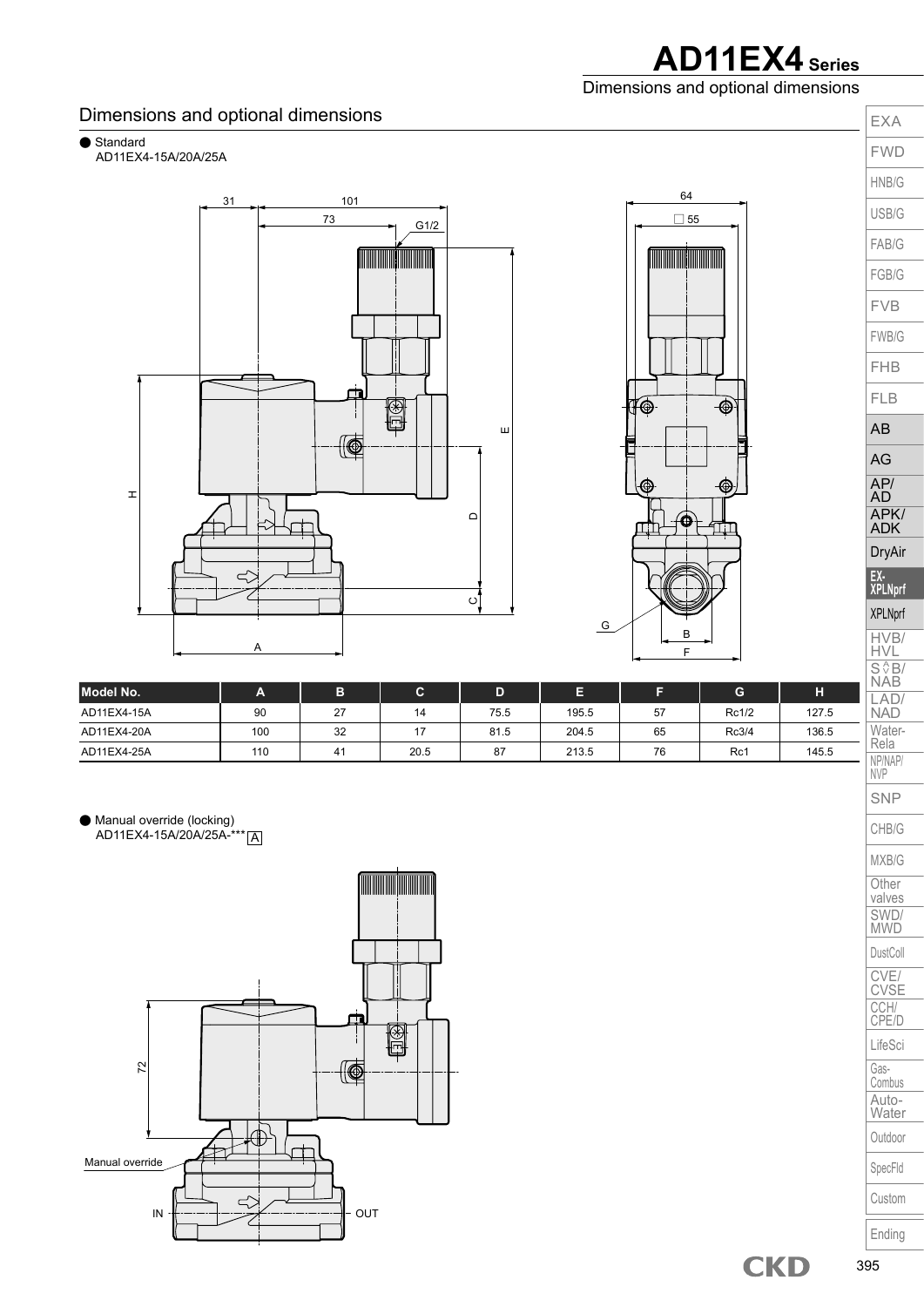# AD11EX4 Series

Dimensions and optional dimensions

## Dimensions and optional dimensions

● Standard
AD11EX4-15A/20A/25A

| Model No. | A | B | C | D | E | F | G | H |
|---|---|---|---|---|---|---|---|---|
| AD11EX4-15A | 90 | 27 | 14 | 75.5 | 195.5 | 57 | Rc1/2 | 127.5 |
| AD11EX4-20A | 100 | 32 | 17 | 81.5 | 204.5 | 65 | Rc3/4 | 136.5 |
| AD11EX4-25A | 110 | 41 | 20.5 | 87 | 213.5 | 76 | Rc1 | 145.5 |

● Manual override (locking)
AD11EX4-15A/20A/25A-*** A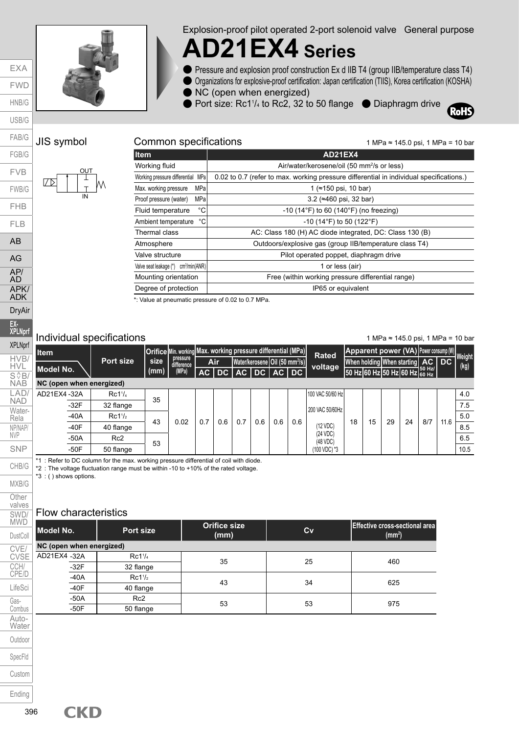Explosion-proof pilot operated 2-port solenoid valve General purpose

# AD21EX4 Series

- Pressure and explosion proof construction Ex d IIB T4 (group IIB/temperature class T4)
- Organizations for explosive-proof certification: Japan certification (TIIS), Korea certification (KOSHA)
- NC (open when energized)
- Port size: Rc1¹/₄ to Rc2, 32 to 50 flange
- Diaphragm drive

RoHS

## JIS symbol

OUT

IN

## Common specifications

1 MPa ≈ 145.0 psi, 1 MPa = 10 bar

| Item | AD21EX4 |
|---|---|
| Working fluid | Air/water/kerosene/oil (50 mm²/s or less) |
| Working pressure differential MPa | 0.02 to 0.7 (refer to max. working pressure differential in individual specifications.) |
| Max. working pressure MPa | 1 (≈150 psi, 10 bar) |
| Proof pressure (water) MPa | 3.2 (≈460 psi, 32 bar) |
| Fluid temperature °C | -10 (14°F) to 60 (140°F) (no freezing) |
| Ambient temperature °C | -10 (14°F) to 50 (122°F) |
| Thermal class | AC: Class 180 (H) AC diode integrated, DC: Class 130 (B) |
| Atmosphere | Outdoors/explosive gas (group IIB/temperature class T4) |
| Valve structure | Pilot operated poppet, diaphragm drive |
| Valve seat leakage (*) cm³/min(ANR) | 1 or less (air) |
| Mounting orientation | Free (within working pressure differential range) |
| Degree of protection | IP65 or equivalent |

*: Value at pneumatic pressure of 0.02 to 0.7 MPa.

## Individual specifications

1 MPa ≈ 145.0 psi, 1 MPa = 10 bar

| Item / Model No. | Port size | Orifice size (mm) | Min. working pressure difference (MPa) | Max. working pressure differential (MPa) | | | | | | Rated voltage | Apparent power (VA) | | | | Power consump (W) | | Weight (kg) |
|---|---|---|---|---|---|---|---|---|---|---|---|---|---|---|---|---|---|
| | | | | Air | | Water/kerosene | | Oil (50 mm²/s) | | | When holding | | When starting | | AC | DC | |
| | | | | AC | DC | AC | DC | AC | DC | | 50 Hz | 60 Hz | 50 Hz | 60 Hz | 50 Hz/60 Hz | | |
| **NC (open when energized)** | | | | | | | | | | | | | | | | | |
| AD21EX4 -32A | Rc1¹/₄ | 35 | 0.02 | 0.7 | 0.6 | 0.7 | 0.6 | 0.6 | 0.6 | 100 VAC 50/60 Hz<br>200 VAC 50/60Hz<br>(12 VDC)<br>(24 VDC)<br>(48 VDC)<br>(100 VDC) *3 | 18 | 15 | 29 | 24 | 8/7 | 11.6 | 4.0 |
| -32F | 32 flange | | | | | | | | | | | | | | | | 7.5 |
| -40A | Rc1¹/₂ | 43 | | | | | | | | | | | | | | | 5.0 |
| -40F | 40 flange | | | | | | | | | | | | | | | | 8.5 |
| -50A | Rc2 | 53 | | | | | | | | | | | | | | | 6.5 |
| -50F | 50 flange | | | | | | | | | | | | | | | | 10.5 |

*1 : Refer to DC column for the max. working pressure differential of coil with diode.
*2 : The voltage fluctuation range must be within -10 to +10% of the rated voltage.
*3 : ( ) shows options.

## Flow characteristics

| Model No. | Port size | Orifice size (mm) | Cv | Effective cross-sectional area (mm²) |
|---|---|---|---|---|
| **NC (open when energized)** | | | | |
| AD21EX4 -32A | Rc1¹/₄ | 35 | 25 | 460 |
| -32F | 32 flange | | | |
| -40A | Rc1¹/₂ | 43 | 34 | 625 |
| -40F | 40 flange | | | |
| -50A | Rc2 | 53 | 53 | 975 |
| -50F | 50 flange | | | |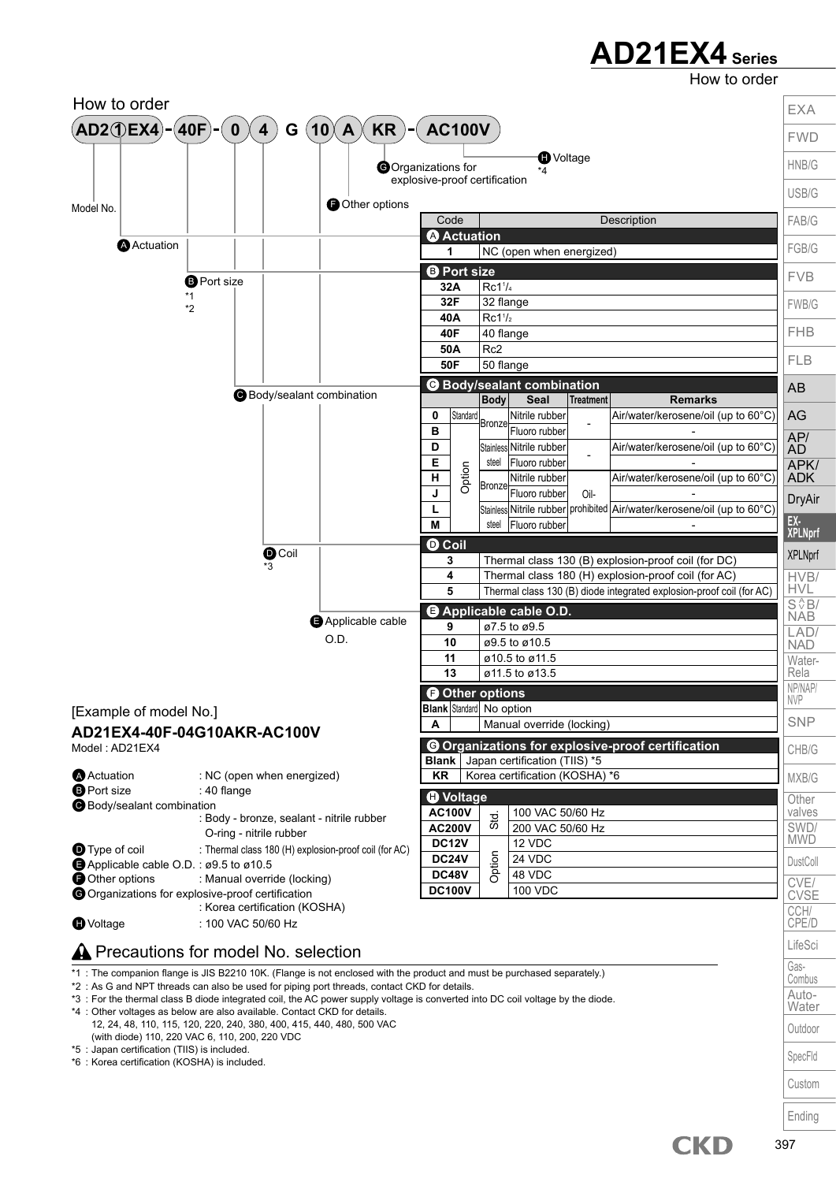# AD21EX4 Series

How to order

## How to order

AD2①EX4 - 40F - 0 4 G 10 A KR - AC100V

- Model No.
- A Actuation
- B Port size *1 *2
- C Body/sealant combination
- D Coil *3
- E Applicable cable O.D.
- F Other options
- G Organizations for explosive-proof certification
- H Voltage *4

| Code | | | | Description | |
|---|---|---|---|---|---|
| **A Actuation** | | | | | |
| 1 | NC (open when energized) | | | | |
| **B Port size** | | | | | |
| 32A | Rc1¹/₄ | | | | |
| 32F | 32 flange | | | | |
| 40A | Rc1¹/₂ | | | | |
| 40F | 40 flange | | | | |
| 50A | Rc2 | | | | |
| 50F | 50 flange | | | | |
| **C Body/sealant combination** | | Body | Seal | Treatment | Remarks |
| 0 | Standard | Bronze | Nitrile rubber | - | Air/water/kerosene/oil (up to 60°C) |
| B | Option | Bronze | Fluoro rubber | - | - |
| D | Option | Stainless steel | Nitrile rubber | - | Air/water/kerosene/oil (up to 60°C) |
| E | Option | Stainless steel | Fluoro rubber | - | - |
| H | Option | Bronze | Nitrile rubber | Oil-prohibited | Air/water/kerosene/oil (up to 60°C) |
| J | Option | Bronze | Fluoro rubber | Oil-prohibited | - |
| L | Option | Stainless steel | Nitrile rubber | Oil-prohibited | Air/water/kerosene/oil (up to 60°C) |
| M | Option | Stainless steel | Fluoro rubber | Oil-prohibited | - |
| **D Coil** | | | | | |
| 3 | Thermal class 130 (B) explosion-proof coil (for DC) | | | | |
| 4 | Thermal class 180 (H) explosion-proof coil (for AC) | | | | |
| 5 | Thermal class 130 (B) diode integrated explosion-proof coil (for AC) | | | | |
| **E Applicable cable O.D.** | | | | | |
| 9 | ø7.5 to ø9.5 | | | | |
| 10 | ø9.5 to ø10.5 | | | | |
| 11 | ø10.5 to ø11.5 | | | | |
| 13 | ø11.5 to ø13.5 | | | | |
| **F Other options** | | | | | |
| Blank | Standard | No option | | | |
| A | | Manual override (locking) | | | |
| **G Organizations for explosive-proof certification** | | | | | |
| Blank | Japan certification (TIIS) *5 | | | | |
| KR | Korea certification (KOSHA) *6 | | | | |
| **H Voltage** | | | | | |
| AC100V | Std. | 100 VAC 50/60 Hz | | | |
| AC200V | Std. | 200 VAC 50/60 Hz | | | |
| DC12V | Option | 12 VDC | | | |
| DC24V | Option | 24 VDC | | | |
| DC48V | Option | 48 VDC | | | |
| DC100V | Option | 100 VDC | | | |

[Example of model No.]

**AD21EX4-40F-04G10AKR-AC100V**

Model : AD21EX4

- A Actuation : NC (open when energized)
- B Port size : 40 flange
- C Body/sealant combination : Body - bronze, sealant - nitrile rubber O-ring - nitrile rubber
- D Type of coil : Thermal class 180 (H) explosion-proof coil (for AC)
- E Applicable cable O.D. : ø9.5 to ø10.5
- F Other options : Manual override (locking)
- G Organizations for explosive-proof certification : Korea certification (KOSHA)
- H Voltage : 100 VAC 50/60 Hz

## ⚠ Precautions for model No. selection

*1 : The companion flange is JIS B2210 10K. (Flange is not enclosed with the product and must be purchased separately.)
*2 : As G and NPT threads can also be used for piping port threads, contact CKD for details.
*3 : For the thermal class B diode integrated coil, the AC power supply voltage is converted into DC coil voltage by the diode.
*4 : Other voltages as below are also available. Contact CKD for details.
12, 24, 48, 110, 115, 120, 220, 240, 380, 400, 415, 440, 480, 500 VAC
(with diode) 110, 220 VAC 6, 110, 200, 220 VDC
*5 : Japan certification (TIIS) is included.
*6 : Korea certification (KOSHA) is included.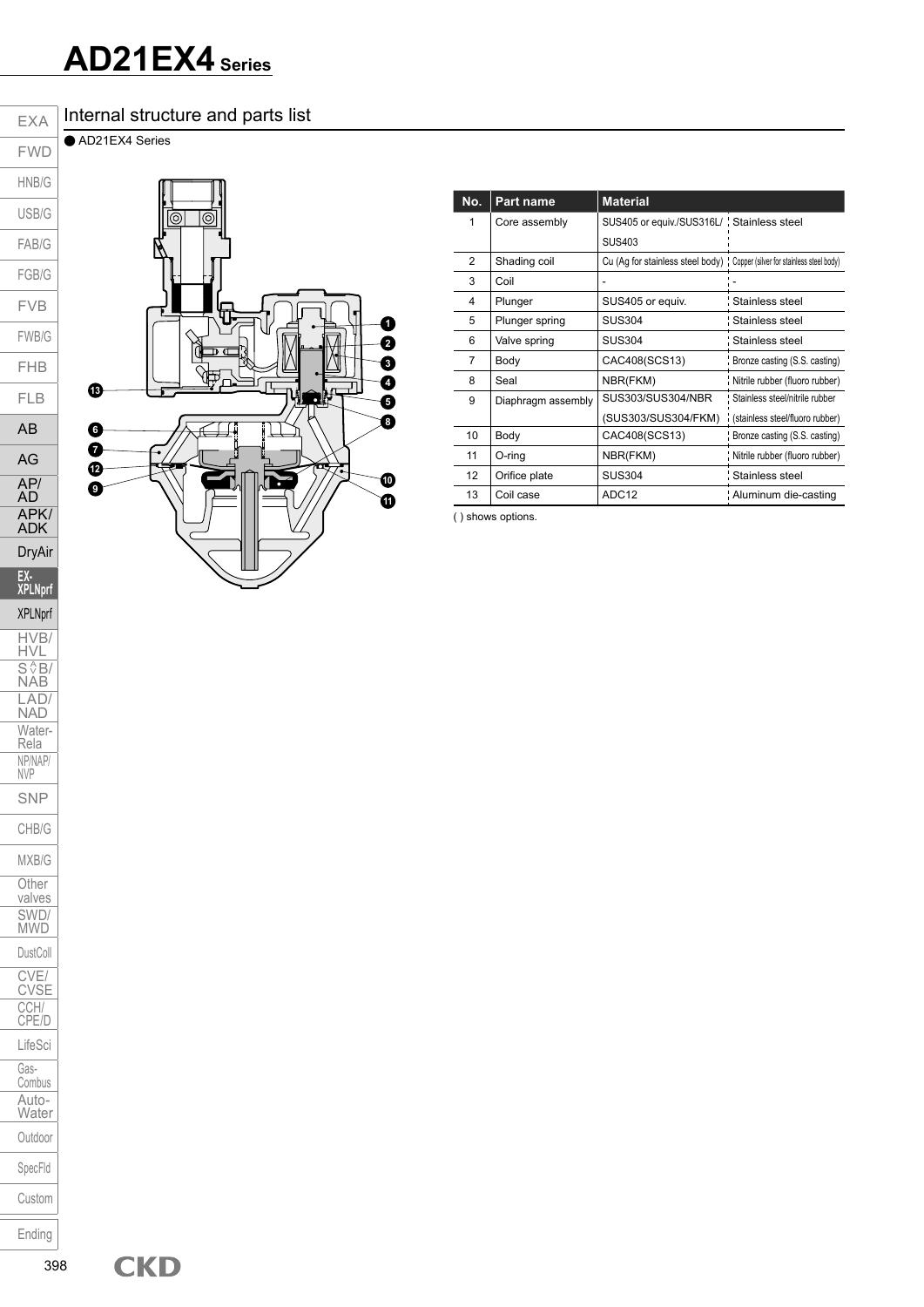# AD21EX4 Series

## Internal structure and parts list

● AD21EX4 Series

| No. | Part name | Material | |
|---|---|---|---|
| 1 | Core assembly | SUS405 or equiv./SUS316L/ SUS403 | Stainless steel |
| 2 | Shading coil | Cu (Ag for stainless steel body) | Copper (silver for stainless steel body) |
| 3 | Coil | - | - |
| 4 | Plunger | SUS405 or equiv. | Stainless steel |
| 5 | Plunger spring | SUS304 | Stainless steel |
| 6 | Valve spring | SUS304 | Stainless steel |
| 7 | Body | CAC408(SCS13) | Bronze casting (S.S. casting) |
| 8 | Seal | NBR(FKM) | Nitrile rubber (fluoro rubber) |
| 9 | Diaphragm assembly | SUS303/SUS304/NBR (SUS303/SUS304/FKM) | Stainless steel/nitrile rubber (stainless steel/fluoro rubber) |
| 10 | Body | CAC408(SCS13) | Bronze casting (S.S. casting) |
| 11 | O-ring | NBR(FKM) | Nitrile rubber (fluoro rubber) |
| 12 | Orifice plate | SUS304 | Stainless steel |
| 13 | Coil case | ADC12 | Aluminum die-casting |

( ) shows options.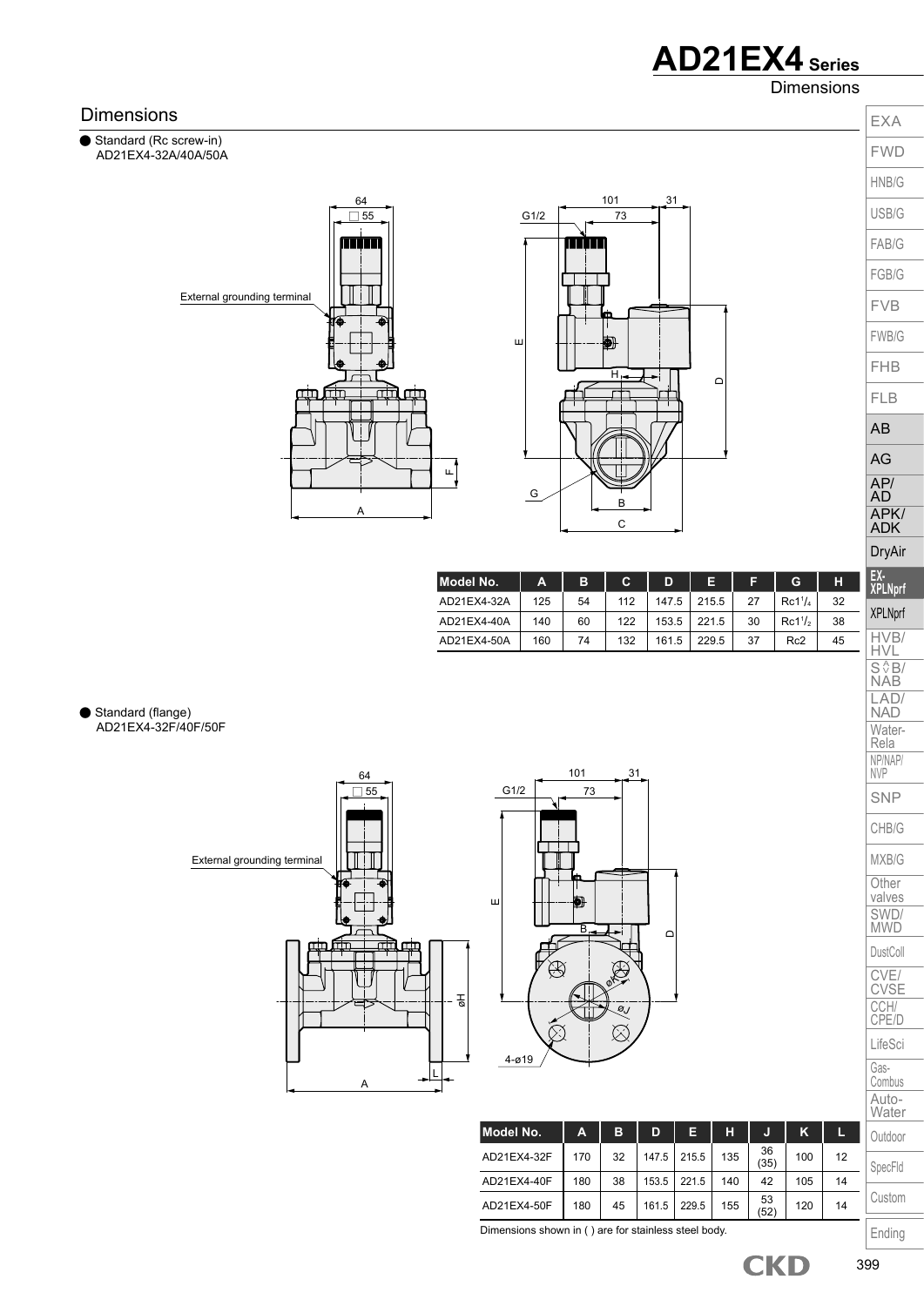# AD21EX4 Series

## Dimensions

● Standard (Rc screw-in)
AD21EX4-32A/40A/50A

| Model No. | A | B | C | D | E | F | G | H |
|---|---|---|---|---|---|---|---|---|
| AD21EX4-32A | 125 | 54 | 112 | 147.5 | 215.5 | 27 | Rc1$^1/_4$ | 32 |
| AD21EX4-40A | 140 | 60 | 122 | 153.5 | 221.5 | 30 | Rc1$^1/_2$ | 38 |
| AD21EX4-50A | 160 | 74 | 132 | 161.5 | 229.5 | 37 | Rc2 | 45 |

● Standard (flange)
AD21EX4-32F/40F/50F

| Model No. | A | B | D | E | H | J | K | L |
|---|---|---|---|---|---|---|---|---|
| AD21EX4-32F | 170 | 32 | 147.5 | 215.5 | 135 | 36 (35) | 100 | 12 |
| AD21EX4-40F | 180 | 38 | 153.5 | 221.5 | 140 | 42 | 105 | 14 |
| AD21EX4-50F | 180 | 45 | 161.5 | 229.5 | 155 | 53 (52) | 120 | 14 |

Dimensions shown in ( ) are for stainless steel body.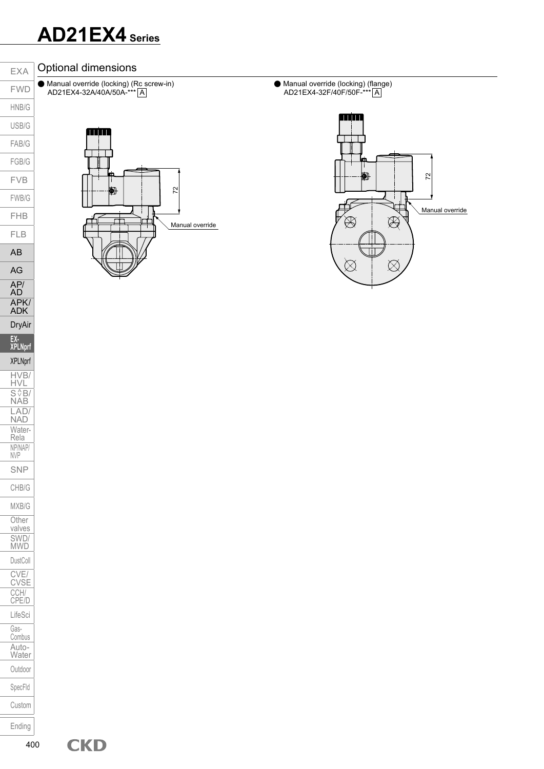# AD21EX4 Series

## Optional dimensions

● Manual override (locking) (Rc screw-in)
AD21EX4-32A/40A/50A-*** A

72

Manual override

● Manual override (locking) (flange)
AD21EX4-32F/40F/50F-*** A

72

Manual override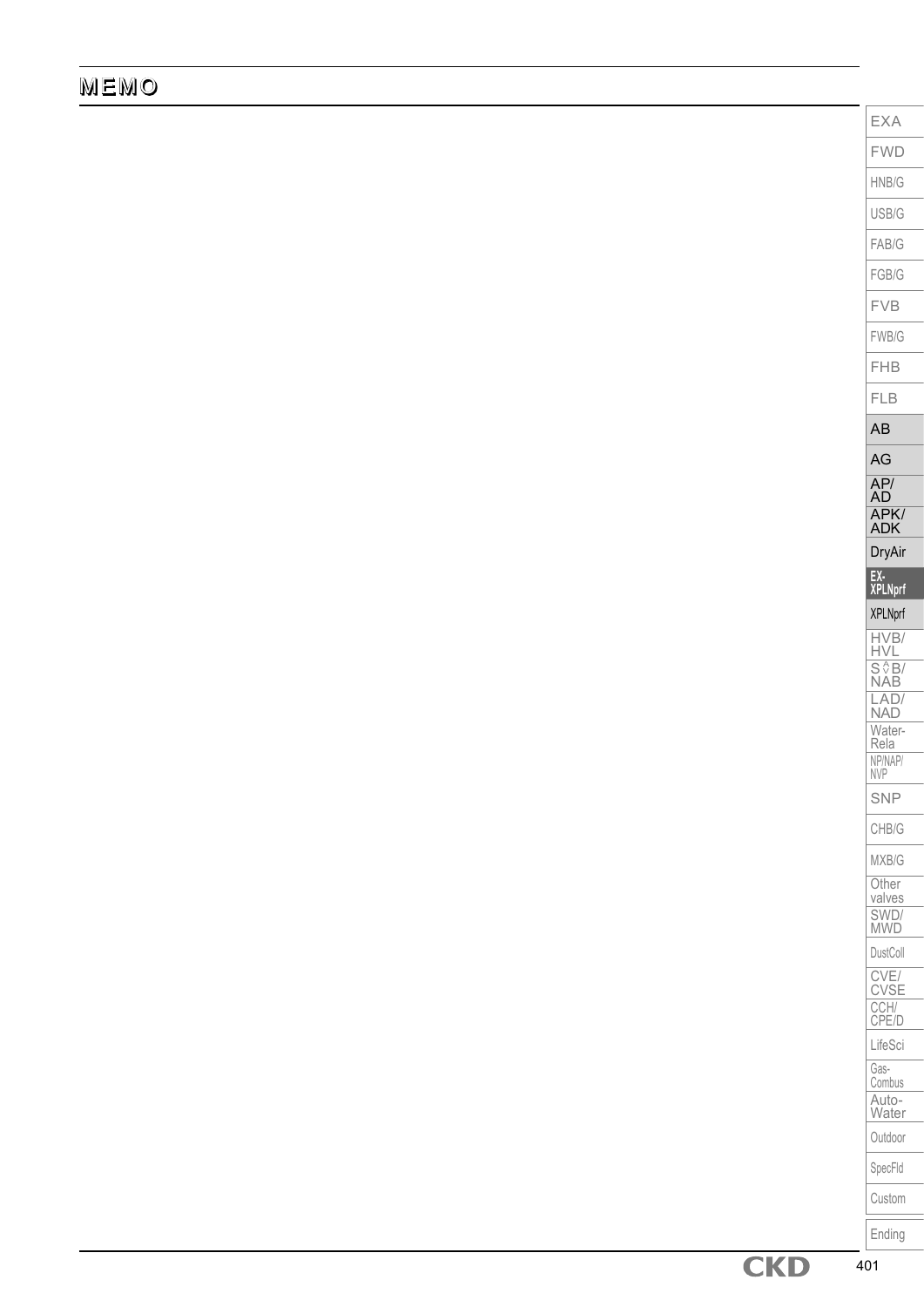# MEMO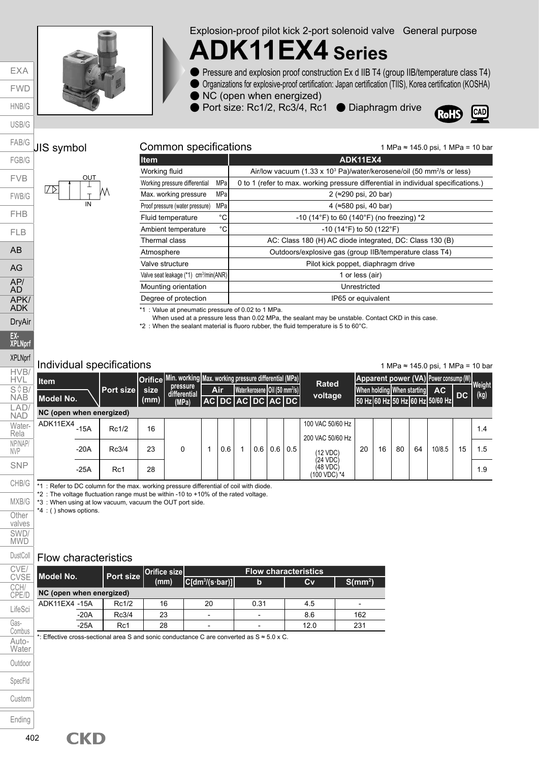Explosion-proof pilot kick 2-port solenoid valve General purpose

# ADK11EX4 Series

- Pressure and explosion proof construction Ex d IIB T4 (group IIB/temperature class T4)
- Organizations for explosive-proof certification: Japan certification (TIIS), Korea certification (KOSHA)
- NC (open when energized)
- Port size: Rc1/2, Rc3/4, Rc1
- Diaphragm drive

RoHS CAD

## JIS symbol

OUT
IN

## Common specifications

1 MPa ≈ 145.0 psi, 1 MPa = 10 bar

| Item | | ADK11EX4 |
|---|---|---|
| Working fluid | | Air/low vacuum (1.33 x $10^3$ Pa)/water/kerosene/oil (50 $mm^2$/s or less) |
| Working pressure differential | MPa | 0 to 1 (refer to max. working pressure differential in individual specifications.) |
| Max. working pressure | MPa | 2 (≈290 psi, 20 bar) |
| Proof pressure (water pressure) | MPa | 4 (≈580 psi, 40 bar) |
| Fluid temperature | °C | -10 (14°F) to 60 (140°F) (no freezing) *2 |
| Ambient temperature | °C | -10 (14°F) to 50 (122°F) |
| Thermal class | | AC: Class 180 (H) AC diode integrated, DC: Class 130 (B) |
| Atmosphere | | Outdoors/explosive gas (group IIB/temperature class T4) |
| Valve structure | | Pilot kick poppet, diaphragm drive |
| Valve seat leakage (*1) | $cm^3$/min(ANR) | 1 or less (air) |
| Mounting orientation | | Unrestricted |
| Degree of protection | | IP65 or equivalent |

*1 : Value at pneumatic pressure of 0.02 to 1 MPa.
When used at a pressure less than 0.02 MPa, the sealant may be unstable. Contact CKD in this case.
*2 : When the sealant material is fluoro rubber, the fluid temperature is 5 to 60°C.

## Individual specifications

1 MPa ≈ 145.0 psi, 1 MPa = 10 bar

| Item / Model No. | | Port size | Orifice size (mm) | Min. working pressure differential (MPa) | Max. working pressure differential (MPa) Air AC | Air DC | Water/kerosene AC | Water/kerosene DC | Oil (50 $mm^2$/s) AC | Oil (50 $mm^2$/s) DC | Rated voltage | Apparent power (VA) When holding 50 Hz | When holding 60 Hz | When starting 50 Hz | When starting 60 Hz | Power consump (W) AC 50/60 Hz | Power consump (W) DC | Weight (kg) |
|---|---|---|---|---|---|---|---|---|---|---|---|---|---|---|---|---|---|---|
| **NC (open when energized)** | | | | | | | | | | | | | | | | | | |
| ADK11EX4 | -15A | Rc1/2 | 16 | 0 | 1 | 0.6 | 1 | 0.6 | 0.6 | 0.5 | 100 VAC 50/60 Hz<br>200 VAC 50/60 Hz<br>(12 VDC)<br>(24 VDC)<br>(48 VDC)<br>(100 VDC) *4 | 20 | 16 | 80 | 64 | 10/8.5 | 15 | 1.4 |
| | -20A | Rc3/4 | 23 | | | | | | | | | | | | | | | 1.5 |
| | -25A | Rc1 | 28 | | | | | | | | | | | | | | | 1.9 |

*1 : Refer to DC column for the max. working pressure differential of coil with diode.
*2 : The voltage fluctuation range must be within -10 to +10% of the rated voltage.
*3 : When using at low vacuum, vacuum the OUT port side.
*4 : ( ) shows options.

## Flow characteristics

| Model No. | | Port size | Orifice size (mm) | C[$dm^3$/(s·bar)] | b | Cv | S($mm^2$) |
|---|---|---|---|---|---|---|---|
| **NC (open when energized)** | | | | | | | |
| ADK11EX4 | -15A | Rc1/2 | 16 | 20 | 0.31 | 4.5 | - |
| | -20A | Rc3/4 | 23 | - | - | 8.6 | 162 |
| | -25A | Rc1 | 28 | - | - | 12.0 | 231 |

*: Effective cross-sectional area S and sonic conductance C are converted as S ≈ 5.0 x C.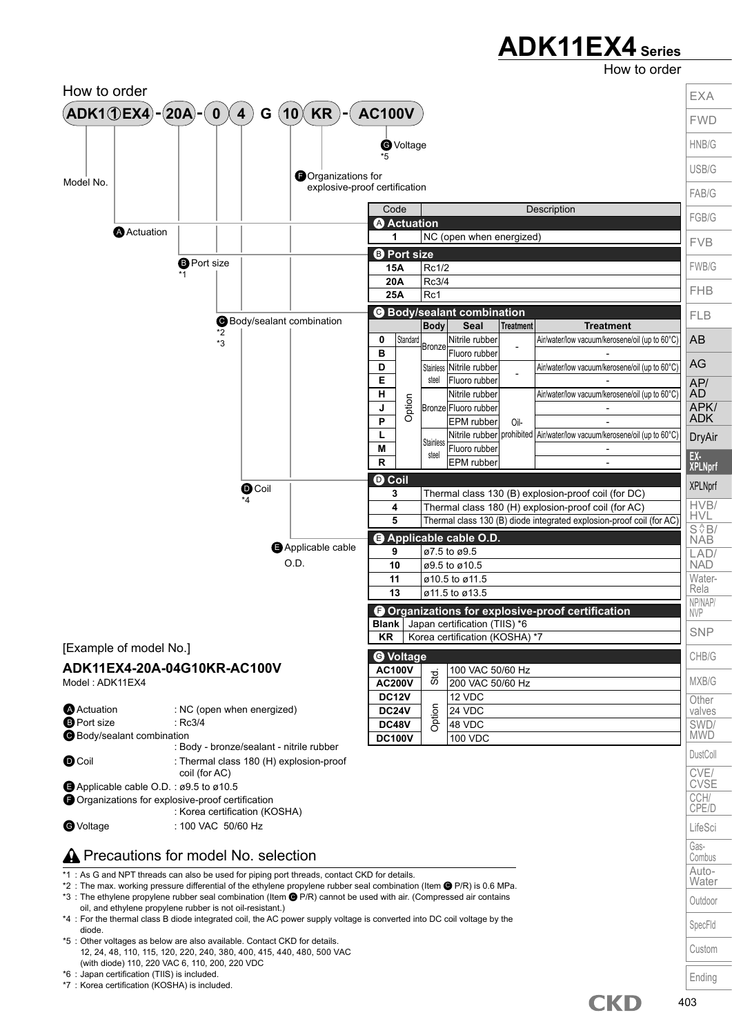# ADK11EX4 Series

How to order

## How to order

**ADK1①EX4 - 20A - 0 4 G 10 KR - AC100V**

- Model No.
- Ⓐ Actuation
- Ⓑ Port size *1
- Ⓒ Body/sealant combination *2 *3
- Ⓓ Coil *4
- Ⓔ Applicable cable O.D.
- Ⓕ Organizations for explosive-proof certification
- Ⓖ Voltage *5

| Code | | | Description | | |
|---|---|---|---|---|---|
| **Ⓐ Actuation** | | | | | |
| 1 | | NC (open when energized) | | | |
| **Ⓑ Port size** | | | | | |
| 15A | | Rc1/2 | | | |
| 20A | | Rc3/4 | | | |
| 25A | | Rc1 | | | |
| **Ⓒ Body/sealant combination** | | | | | |
| | | Body | Seal | Treatment | Treatment |
| 0 | Standard | Bronze | Nitrile rubber | - | Air/water/low vacuum/kerosene/oil (up to 60°C) |
| B | | Bronze | Fluoro rubber | - | - |
| D | | Stainless steel | Nitrile rubber | - | Air/water/low vacuum/kerosene/oil (up to 60°C) |
| E | | Stainless steel | Fluoro rubber | - | - |
| H | Option | Bronze | Nitrile rubber | Oil-prohibited | Air/water/low vacuum/kerosene/oil (up to 60°C) |
| J | Option | Bronze | Fluoro rubber | Oil-prohibited | - |
| P | Option | Bronze | EPM rubber | Oil-prohibited | - |
| L | Option | Stainless steel | Nitrile rubber | Oil-prohibited | Air/water/low vacuum/kerosene/oil (up to 60°C) |
| M | Option | Stainless steel | Fluoro rubber | Oil-prohibited | - |
| R | Option | Stainless steel | EPM rubber | Oil-prohibited | - |
| **Ⓓ Coil** | | | | | |
| 3 | | Thermal class 130 (B) explosion-proof coil (for DC) | | | |
| 4 | | Thermal class 180 (H) explosion-proof coil (for AC) | | | |
| 5 | | Thermal class 130 (B) diode integrated explosion-proof coil (for AC) | | | |
| **Ⓔ Applicable cable O.D.** | | | | | |
| 9 | | ø7.5 to ø9.5 | | | |
| 10 | | ø9.5 to ø10.5 | | | |
| 11 | | ø10.5 to ø11.5 | | | |
| 13 | | ø11.5 to ø13.5 | | | |
| **Ⓕ Organizations for explosive-proof certification** | | | | | |
| Blank | | Japan certification (TIIS) *6 | | | |
| KR | | Korea certification (KOSHA) *7 | | | |
| **Ⓖ Voltage** | | | | | |
| AC100V | Std. | 100 VAC 50/60 Hz | | | |
| AC200V | Std. | 200 VAC 50/60 Hz | | | |
| DC12V | Option | 12 VDC | | | |
| DC24V | Option | 24 VDC | | | |
| DC48V | Option | 48 VDC | | | |
| DC100V | Option | 100 VDC | | | |

[Example of model No.]

### ADK11EX4-20A-04G10KR-AC100V

Model : ADK11EX4

- Ⓐ Actuation : NC (open when energized)
- Ⓑ Port size : Rc3/4
- Ⓒ Body/sealant combination : Body - bronze/sealant - nitrile rubber
- Ⓓ Coil : Thermal class 180 (H) explosion-proof coil (for AC)
- Ⓔ Applicable cable O.D. : ø9.5 to ø10.5
- Ⓕ Organizations for explosive-proof certification : Korea certification (KOSHA)
- Ⓖ Voltage : 100 VAC 50/60 Hz

## ⚠ Precautions for model No. selection

*1 : As G and NPT threads can also be used for piping port threads, contact CKD for details.

*2 : The max. working pressure differential of the ethylene propylene rubber seal combination (Item Ⓒ P/R) is 0.6 MPa.

*3 : The ethylene propylene rubber seal combination (Item Ⓒ P/R) cannot be used with air. (Compressed air contains oil, and ethylene propylene rubber is not oil-resistant.)

*4 : For the thermal class B diode integrated coil, the AC power supply voltage is converted into DC coil voltage by the diode.

*5 : Other voltages as below are also available. Contact CKD for details.
12, 24, 48, 110, 115, 120, 220, 240, 380, 400, 415, 440, 480, 500 VAC
(with diode) 110, 220 VAC 6, 110, 200, 220 VDC

*6 : Japan certification (TIIS) is included.

*7 : Korea certification (KOSHA) is included.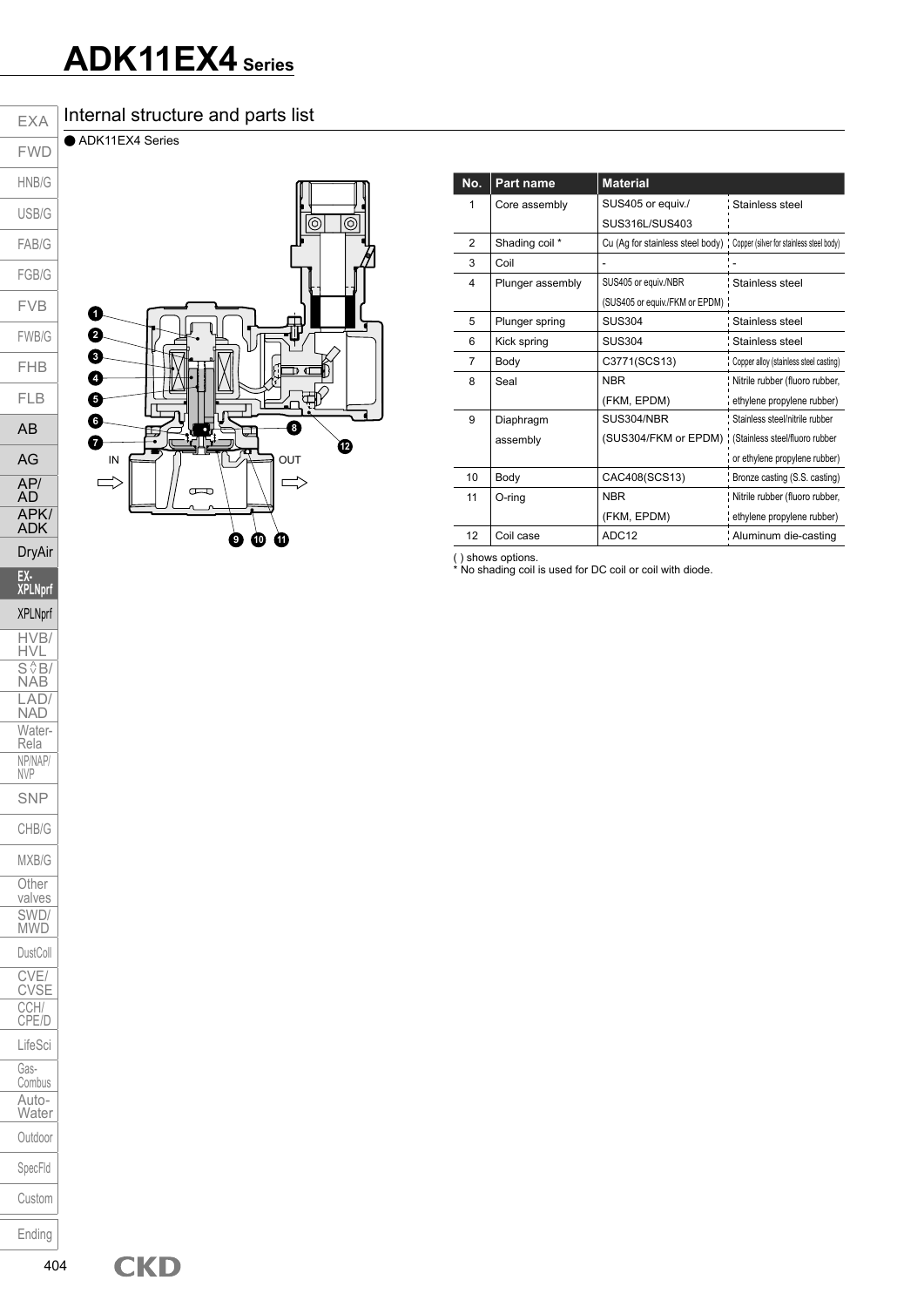# ADK11EX4 Series

## Internal structure and parts list

● ADK11EX4 Series

IN OUT

| No. | Part name | Material | |
|---|---|---|---|
| 1 | Core assembly | SUS405 or equiv./ SUS316L/SUS403 | Stainless steel |
| 2 | Shading coil * | Cu (Ag for stainless steel body) | Copper (silver for stainless steel body) |
| 3 | Coil | - | - |
| 4 | Plunger assembly | SUS405 or equiv./NBR (SUS405 or equiv./FKM or EPDM) | Stainless steel |
| 5 | Plunger spring | SUS304 | Stainless steel |
| 6 | Kick spring | SUS304 | Stainless steel |
| 7 | Body | C3771(SCS13) | Copper alloy (stainless steel casting) |
| 8 | Seal | NBR (FKM, EPDM) | Nitrile rubber (fluoro rubber, ethylene propylene rubber) |
| 9 | Diaphragm assembly | SUS304/NBR (SUS304/FKM or EPDM) | Stainless steel/nitrile rubber (Stainless steel/fluoro rubber or ethylene propylene rubber) |
| 10 | Body | CAC408(SCS13) | Bronze casting (S.S. casting) |
| 11 | O-ring | NBR (FKM, EPDM) | Nitrile rubber (fluoro rubber, ethylene propylene rubber) |
| 12 | Coil case | ADC12 | Aluminum die-casting |

( ) shows options.
* No shading coil is used for DC coil or coil with diode.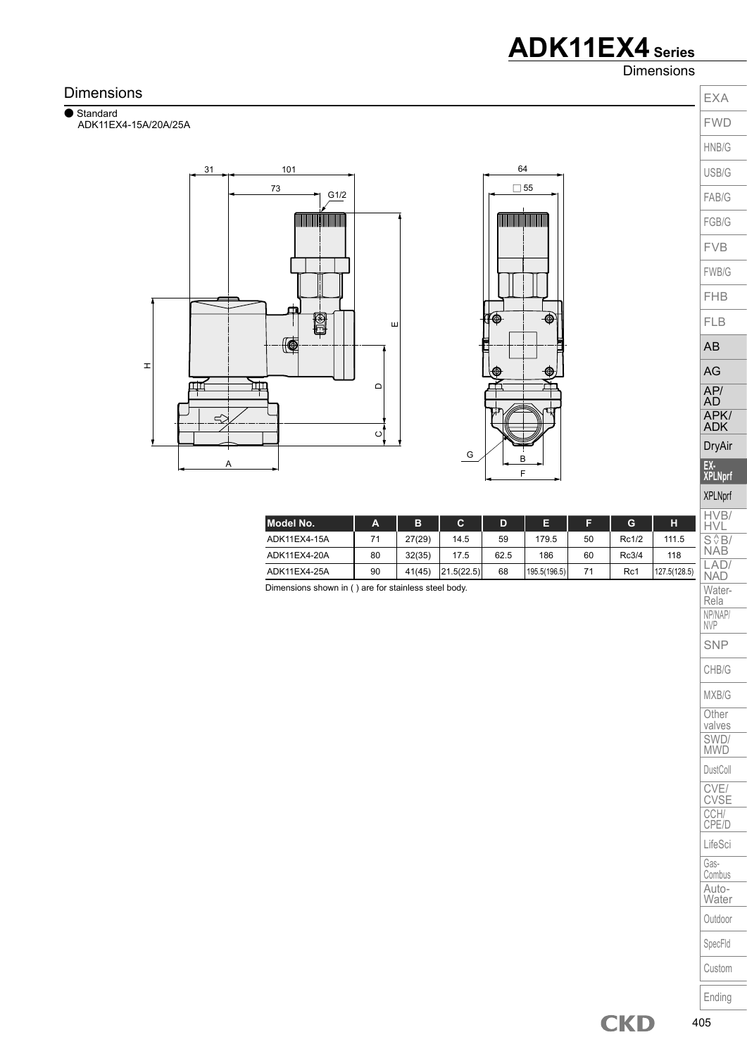# ADK11EX4 Series

Dimensions

## Dimensions

● Standard
ADK11EX4-15A/20A/25A

31
101
73
G1/2
64
□55
E
H
D
C
A
G
B
F

| Model No. | A | B | C | D | E | F | G | H |
|---|---|---|---|---|---|---|---|---|
| ADK11EX4-15A | 71 | 27(29) | 14.5 | 59 | 179.5 | 50 | Rc1/2 | 111.5 |
| ADK11EX4-20A | 80 | 32(35) | 17.5 | 62.5 | 186 | 60 | Rc3/4 | 118 |
| ADK11EX4-25A | 90 | 41(45) | 21.5(22.5) | 68 | 195.5(196.5) | 71 | Rc1 | 127.5(128.5) |

Dimensions shown in ( ) are for stainless steel body.